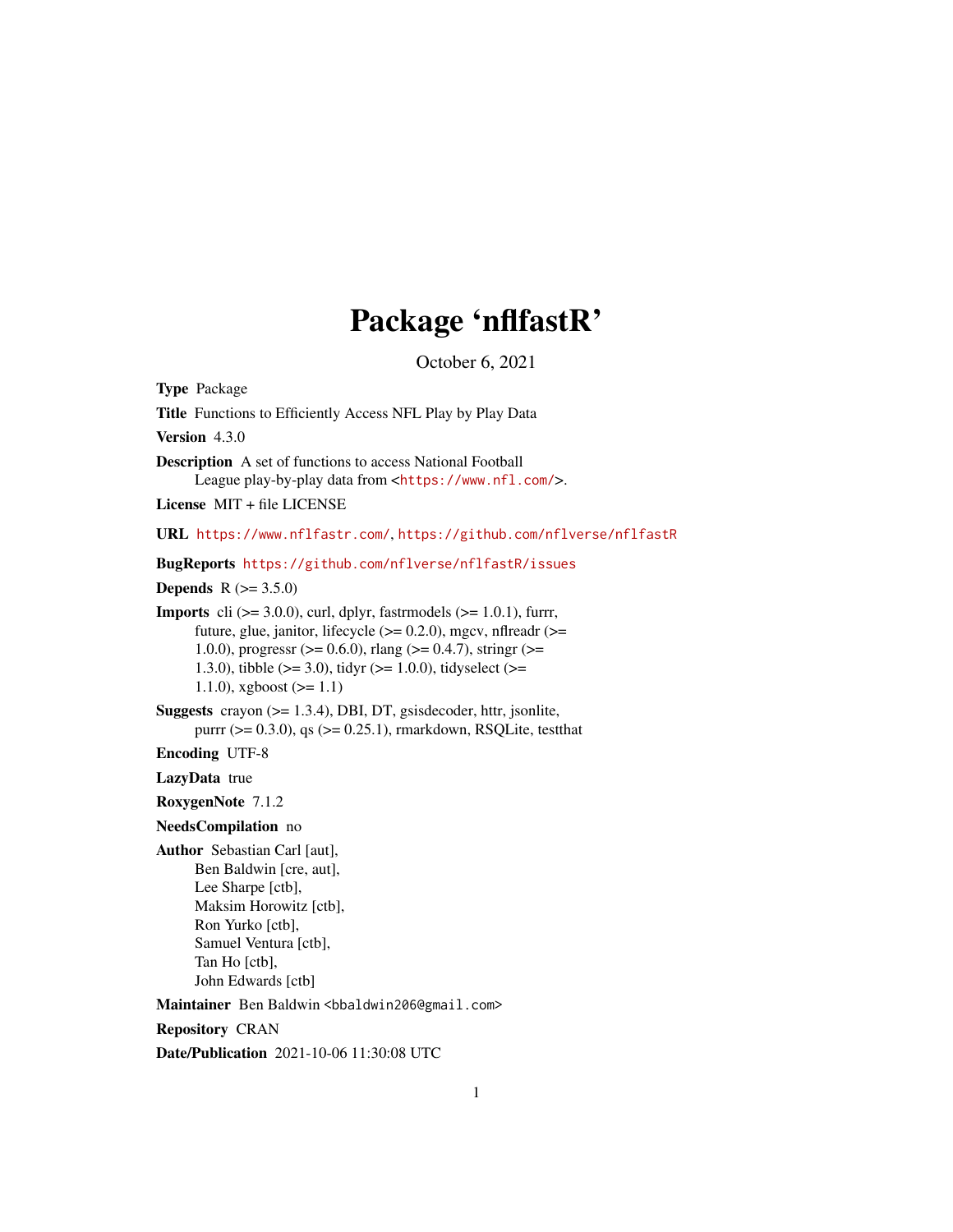# Package 'nflfastR'

October 6, 2021

**Type** Package

**Title** Functions to Efficiently Access NFL Play by Play Data

**Version** 4.3.0

**Description** A set of functions to access National Football League play-by-play data from <https://www.nfl.com/>.

**License** MIT + file LICENSE

**URL** https://www.nflfastr.com/, https://github.com/nflverse/nflfastR

**BugReports** https://github.com/nflverse/nflfastR/issues

**Depends** R (>= 3.5.0)

**Imports** cli (>= 3.0.0), curl, dplyr, fastrmodels (>= 1.0.1), furrr, future, glue, janitor, lifecycle (>= 0.2.0), mgcv, nflreadr (>= 1.0.0), progressr (>= 0.6.0), rlang (>= 0.4.7), stringr (>= 1.3.0), tibble (>= 3.0), tidyr (>= 1.0.0), tidyselect (>= 1.1.0), xgboost (>= 1.1)

**Suggests** crayon (>= 1.3.4), DBI, DT, gsisdecoder, httr, jsonlite, purrr (>= 0.3.0), qs (>= 0.25.1), rmarkdown, RSQLite, testthat

**Encoding** UTF-8

**LazyData** true

**RoxygenNote** 7.1.2

**NeedsCompilation** no

**Author** Sebastian Carl [aut],
Ben Baldwin [cre, aut],
Lee Sharpe [ctb],
Maksim Horowitz [ctb],
Ron Yurko [ctb],
Samuel Ventura [ctb],
Tan Ho [ctb],
John Edwards [ctb]

**Maintainer** Ben Baldwin <bbaldwin206@gmail.com>

**Repository** CRAN

**Date/Publication** 2021-10-06 11:30:08 UTC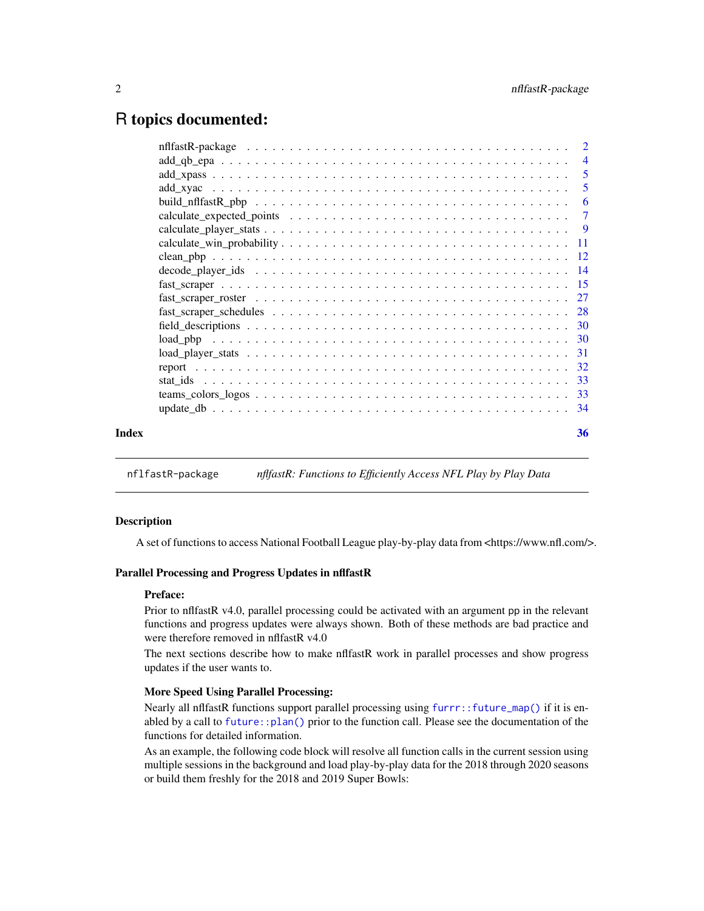# R topics documented:

| | |
|---|---|
| nflfastR-package | 2 |
| add_qb_epa | 4 |
| add_xpass | 5 |
| add_xyac | 5 |
| build_nflfastR_pbp | 6 |
| calculate_expected_points | 7 |
| calculate_player_stats | 9 |
| calculate_win_probability | 11 |
| clean_pbp | 12 |
| decode_player_ids | 14 |
| fast_scraper | 15 |
| fast_scraper_roster | 27 |
| fast_scraper_schedules | 28 |
| field_descriptions | 30 |
| load_pbp | 30 |
| load_player_stats | 31 |
| report | 32 |
| stat_ids | 33 |
| teams_colors_logos | 33 |
| update_db | 34 |
| **Index** | **36** |

---

`nflfastR-package` *nflfastR: Functions to Efficiently Access NFL Play by Play Data*

---

## Description

A set of functions to access National Football League play-by-play data from <https://www.nfl.com/>.

## Parallel Processing and Progress Updates in nflfastR

### Preface:

Prior to nflfastR v4.0, parallel processing could be activated with an argument `pp` in the relevant functions and progress updates were always shown. Both of these methods are bad practice and were therefore removed in nflfastR v4.0

The next sections describe how to make nflfastR work in parallel processes and show progress updates if the user wants to.

### More Speed Using Parallel Processing:

Nearly all nflfastR functions support parallel processing using `furrr::future_map()` if it is enabled by a call to `future::plan()` prior to the function call. Please see the documentation of the functions for detailed information.

As an example, the following code block will resolve all function calls in the current session using multiple sessions in the background and load play-by-play data for the 2018 through 2020 seasons or build them freshly for the 2018 and 2019 Super Bowls: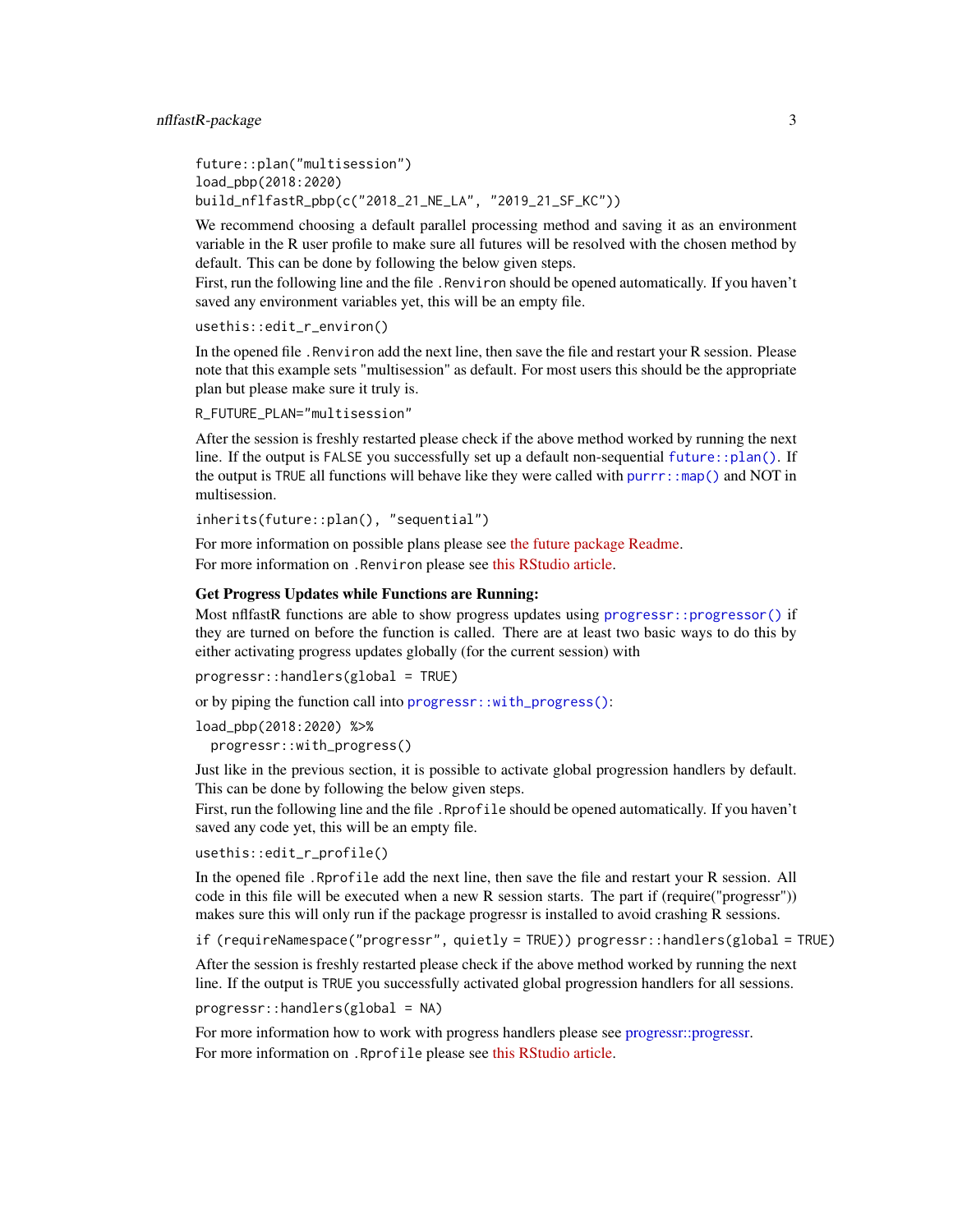```
future::plan("multisession")
load_pbp(2018:2020)
build_nflfastR_pbp(c("2018_21_NE_LA", "2019_21_SF_KC"))
```

We recommend choosing a default parallel processing method and saving it as an environment variable in the R user profile to make sure all futures will be resolved with the chosen method by default. This can be done by following the below given steps.

First, run the following line and the file `.Renviron` should be opened automatically. If you haven't saved any environment variables yet, this will be an empty file.

```
usethis::edit_r_environ()
```

In the opened file `.Renviron` add the next line, then save the file and restart your R session. Please note that this example sets "multisession" as default. For most users this should be the appropriate plan but please make sure it truly is.

```
R_FUTURE_PLAN="multisession"
```

After the session is freshly restarted please check if the above method worked by running the next line. If the output is `FALSE` you successfully set up a default non-sequential `future::plan()`. If the output is `TRUE` all functions will behave like they were called with `purrr::map()` and NOT in multisession.

```
inherits(future::plan(), "sequential")
```

For more information on possible plans please see the future package Readme.

For more information on `.Renviron` please see this RStudio article.

**Get Progress Updates while Functions are Running:**

Most nflfastR functions are able to show progress updates using `progressr::progressor()` if they are turned on before the function is called. There are at least two basic ways to do this by either activating progress updates globally (for the current session) with

```
progressr::handlers(global = TRUE)
```

or by piping the function call into `progressr::with_progress()`:

```
load_pbp(2018:2020) %>%
  progressr::with_progress()
```

Just like in the previous section, it is possible to activate global progression handlers by default. This can be done by following the below given steps.

First, run the following line and the file `.Rprofile` should be opened automatically. If you haven't saved any code yet, this will be an empty file.

```
usethis::edit_r_profile()
```

In the opened file `.Rprofile` add the next line, then save the file and restart your R session. All code in this file will be executed when a new R session starts. The part if (require("progressr")) makes sure this will only run if the package progressr is installed to avoid crashing R sessions.

```
if (requireNamespace("progressr", quietly = TRUE)) progressr::handlers(global = TRUE)
```

After the session is freshly restarted please check if the above method worked by running the next line. If the output is `TRUE` you successfully activated global progression handlers for all sessions.

```
progressr::handlers(global = NA)
```

For more information how to work with progress handlers please see progressr::progressr.

For more information on `.Rprofile` please see this RStudio article.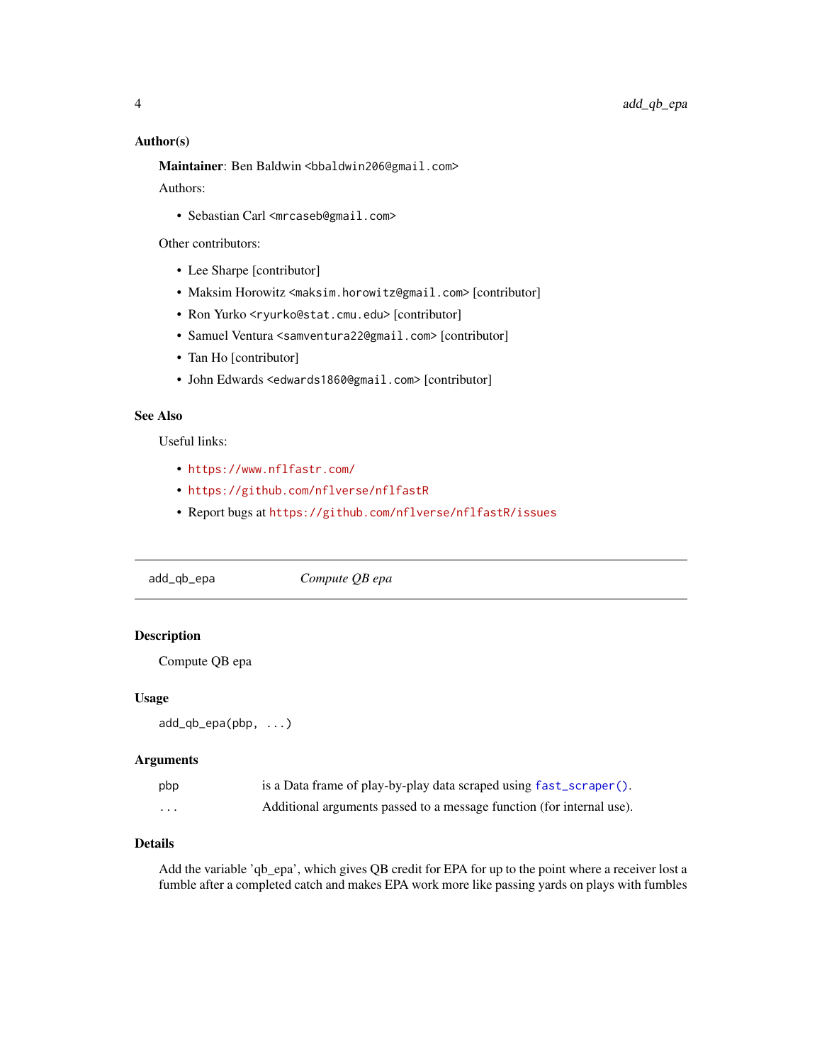### Author(s)

**Maintainer**: Ben Baldwin <bbaldwin206@gmail.com>

Authors:

- Sebastian Carl <mrcaseb@gmail.com>

Other contributors:

- Lee Sharpe [contributor]
- Maksim Horowitz <maksim.horowitz@gmail.com> [contributor]
- Ron Yurko <ryurko@stat.cmu.edu> [contributor]
- Samuel Ventura <samventura22@gmail.com> [contributor]
- Tan Ho [contributor]
- John Edwards <edwards1860@gmail.com> [contributor]

### See Also

Useful links:

- https://www.nflfastr.com/
- https://github.com/nflverse/nflfastR
- Report bugs at https://github.com/nflverse/nflfastR/issues

---

## add_qb_epa *Compute QB epa*

### Description

Compute QB epa

### Usage

```
add_qb_epa(pbp, ...)
```

### Arguments

| | |
|---|---|
| pbp | is a Data frame of play-by-play data scraped using `fast_scraper()`. |
| ... | Additional arguments passed to a message function (for internal use). |

### Details

Add the variable 'qb_epa', which gives QB credit for EPA for up to the point where a receiver lost a fumble after a completed catch and makes EPA work more like passing yards on plays with fumbles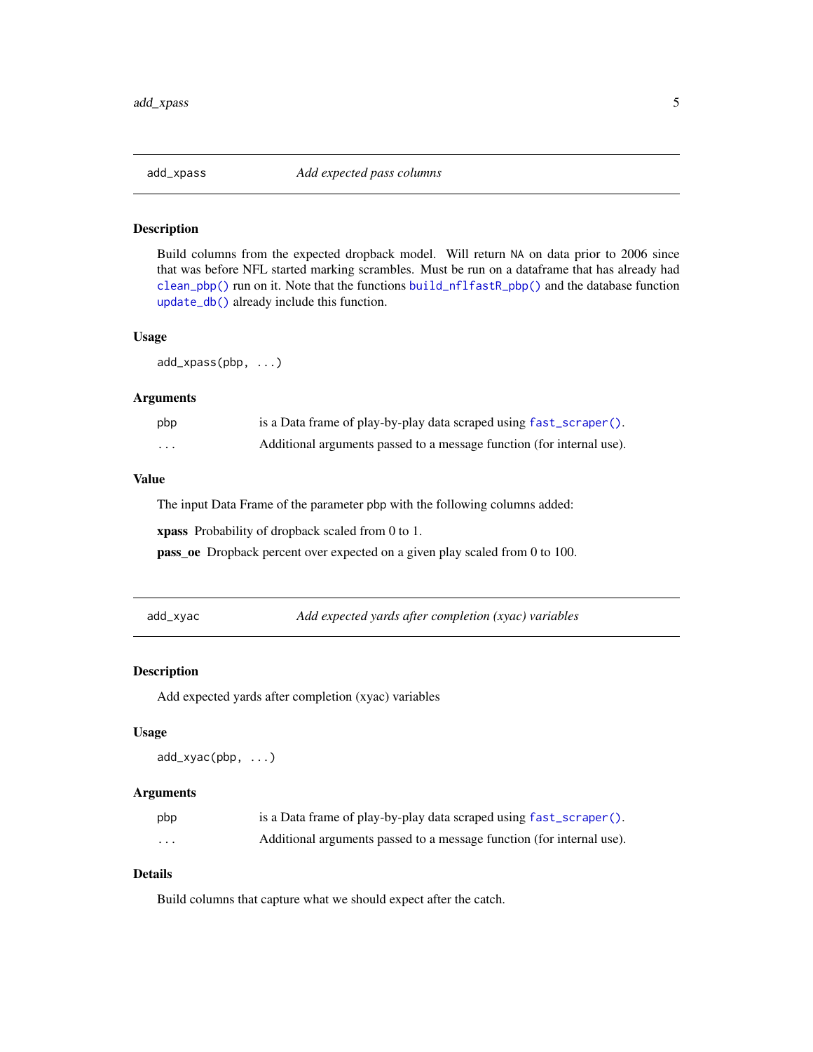## add_xpass — *Add expected pass columns*

### Description

Build columns from the expected dropback model. Will return NA on data prior to 2006 since that was before NFL started marking scrambles. Must be run on a dataframe that has already had `clean_pbp()` run on it. Note that the functions `build_nflfastR_pbp()` and the database function `update_db()` already include this function.

### Usage

```
add_xpass(pbp, ...)
```

### Arguments

| | |
|---|---|
| pbp | is a Data frame of play-by-play data scraped using `fast_scraper()`. |
| ... | Additional arguments passed to a message function (for internal use). |

### Value

The input Data Frame of the parameter pbp with the following columns added:

**xpass** Probability of dropback scaled from 0 to 1.

**pass_oe** Dropback percent over expected on a given play scaled from 0 to 100.

## add_xyac — *Add expected yards after completion (xyac) variables*

### Description

Add expected yards after completion (xyac) variables

### Usage

```
add_xyac(pbp, ...)
```

### Arguments

| | |
|---|---|
| pbp | is a Data frame of play-by-play data scraped using `fast_scraper()`. |
| ... | Additional arguments passed to a message function (for internal use). |

### Details

Build columns that capture what we should expect after the catch.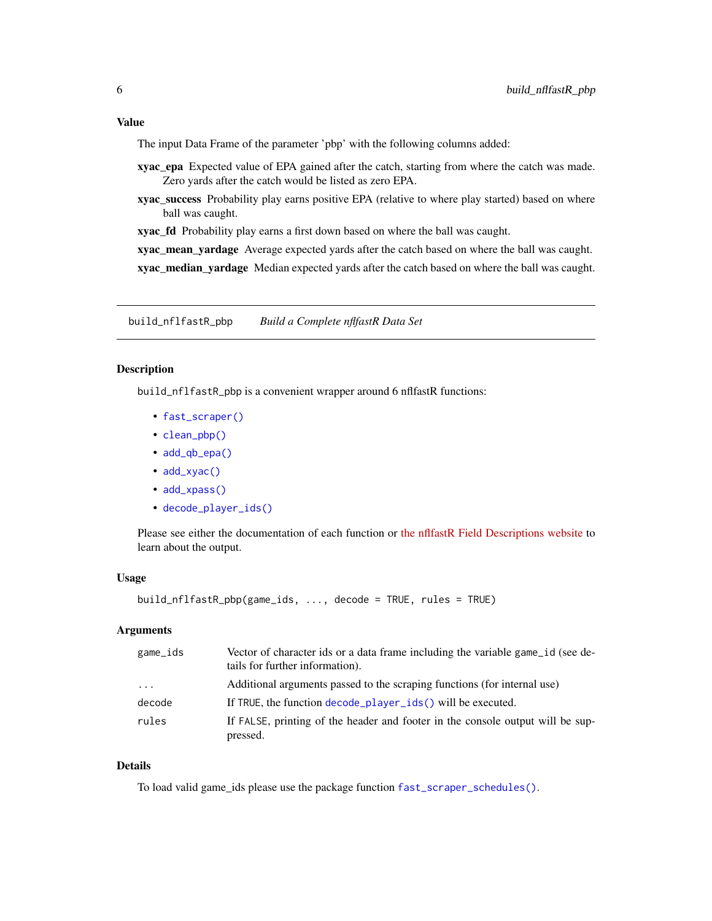### Value

The input Data Frame of the parameter 'pbp' with the following columns added:

**xyac_epa** Expected value of EPA gained after the catch, starting from where the catch was made. Zero yards after the catch would be listed as zero EPA.

**xyac_success** Probability play earns positive EPA (relative to where play started) based on where ball was caught.

**xyac_fd** Probability play earns a first down based on where the ball was caught.

**xyac_mean_yardage** Average expected yards after the catch based on where the ball was caught.

**xyac_median_yardage** Median expected yards after the catch based on where the ball was caught.

---

## build_nflfastR_pbp *Build a Complete nflfastR Data Set*

### Description

`build_nflfastR_pbp` is a convenient wrapper around 6 nflfastR functions:

- `fast_scraper()`
- `clean_pbp()`
- `add_qb_epa()`
- `add_xyac()`
- `add_xpass()`
- `decode_player_ids()`

Please see either the documentation of each function or the nflfastR Field Descriptions website to learn about the output.

### Usage

```
build_nflfastR_pbp(game_ids, ..., decode = TRUE, rules = TRUE)
```

### Arguments

| | |
|---|---|
| `game_ids` | Vector of character ids or a data frame including the variable `game_id` (see details for further information). |
| `...` | Additional arguments passed to the scraping functions (for internal use) |
| `decode` | If `TRUE`, the function `decode_player_ids()` will be executed. |
| `rules` | If `FALSE`, printing of the header and footer in the console output will be suppressed. |

### Details

To load valid game_ids please use the package function `fast_scraper_schedules()`.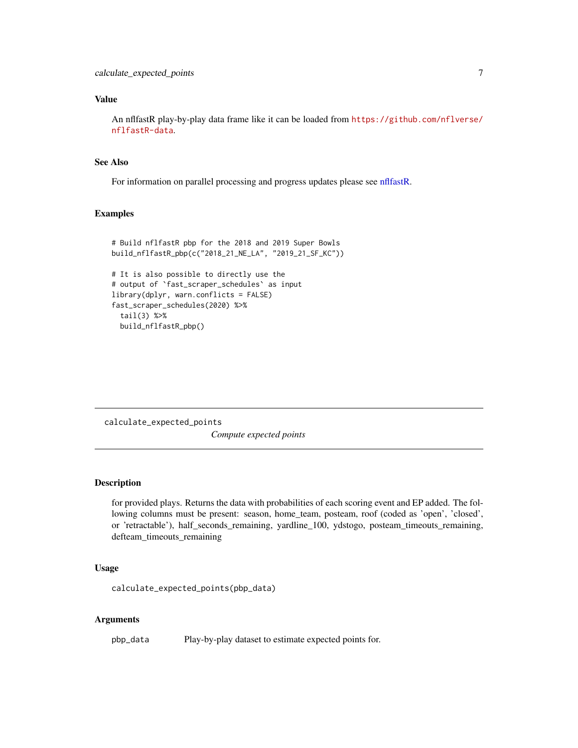## Value

An nflfastR play-by-play data frame like it can be loaded from https://github.com/nflverse/nflfastR-data.

## See Also

For information on parallel processing and progress updates please see nflfastR.

## Examples

```
# Build nflfastR pbp for the 2018 and 2019 Super Bowls
build_nflfastR_pbp(c("2018_21_NE_LA", "2019_21_SF_KC"))

# It is also possible to directly use the
# output of `fast_scraper_schedules` as input
library(dplyr, warn.conflicts = FALSE)
fast_scraper_schedules(2020) %>%
  tail(3) %>%
  build_nflfastR_pbp()
```

---

# calculate_expected_points

*Compute expected points*

## Description

for provided plays. Returns the data with probabilities of each scoring event and EP added. The following columns must be present: season, home_team, posteam, roof (coded as 'open', 'closed', or 'retractable'), half_seconds_remaining, yardline_100, ydstogo, posteam_timeouts_remaining, defteam_timeouts_remaining

## Usage

```
calculate_expected_points(pbp_data)
```

## Arguments

| | |
|---|---|
| pbp_data | Play-by-play dataset to estimate expected points for. |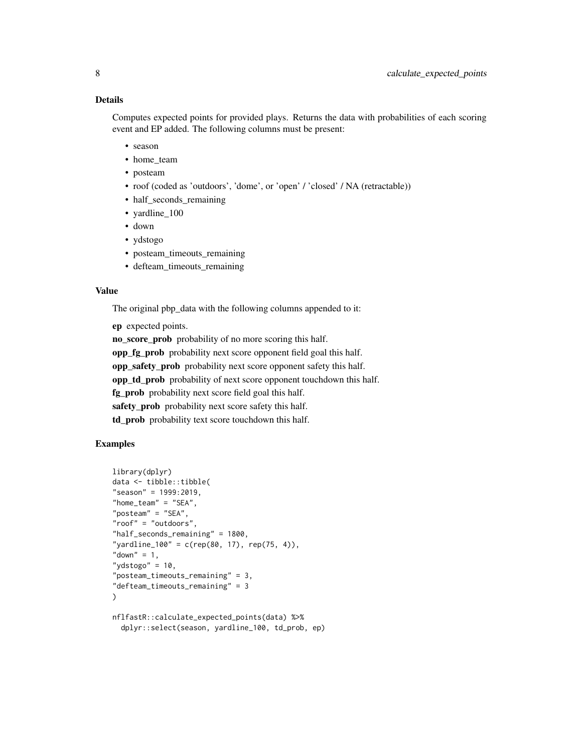### Details

Computes expected points for provided plays. Returns the data with probabilities of each scoring event and EP added. The following columns must be present:

- season
- home_team
- posteam
- roof (coded as 'outdoors', 'dome', or 'open' / 'closed' / NA (retractable))
- half_seconds_remaining
- yardline_100
- down
- ydstogo
- posteam_timeouts_remaining
- defteam_timeouts_remaining

### Value

The original pbp_data with the following columns appended to it:

**ep** expected points.

**no_score_prob** probability of no more scoring this half.

**opp_fg_prob** probability next score opponent field goal this half.

**opp_safety_prob** probability next score opponent safety this half.

**opp_td_prob** probability of next score opponent touchdown this half.

**fg_prob** probability next score field goal this half.

**safety_prob** probability next score safety this half.

**td_prob** probability text score touchdown this half.

### Examples

```
library(dplyr)
data <- tibble::tibble(
"season" = 1999:2019,
"home_team" = "SEA",
"posteam" = "SEA",
"roof" = "outdoors",
"half_seconds_remaining" = 1800,
"yardline_100" = c(rep(80, 17), rep(75, 4)),
"down" = 1,
"ydstogo" = 10,
"posteam_timeouts_remaining" = 3,
"defteam_timeouts_remaining" = 3
)

nflfastR::calculate_expected_points(data) %>%
  dplyr::select(season, yardline_100, td_prob, ep)
```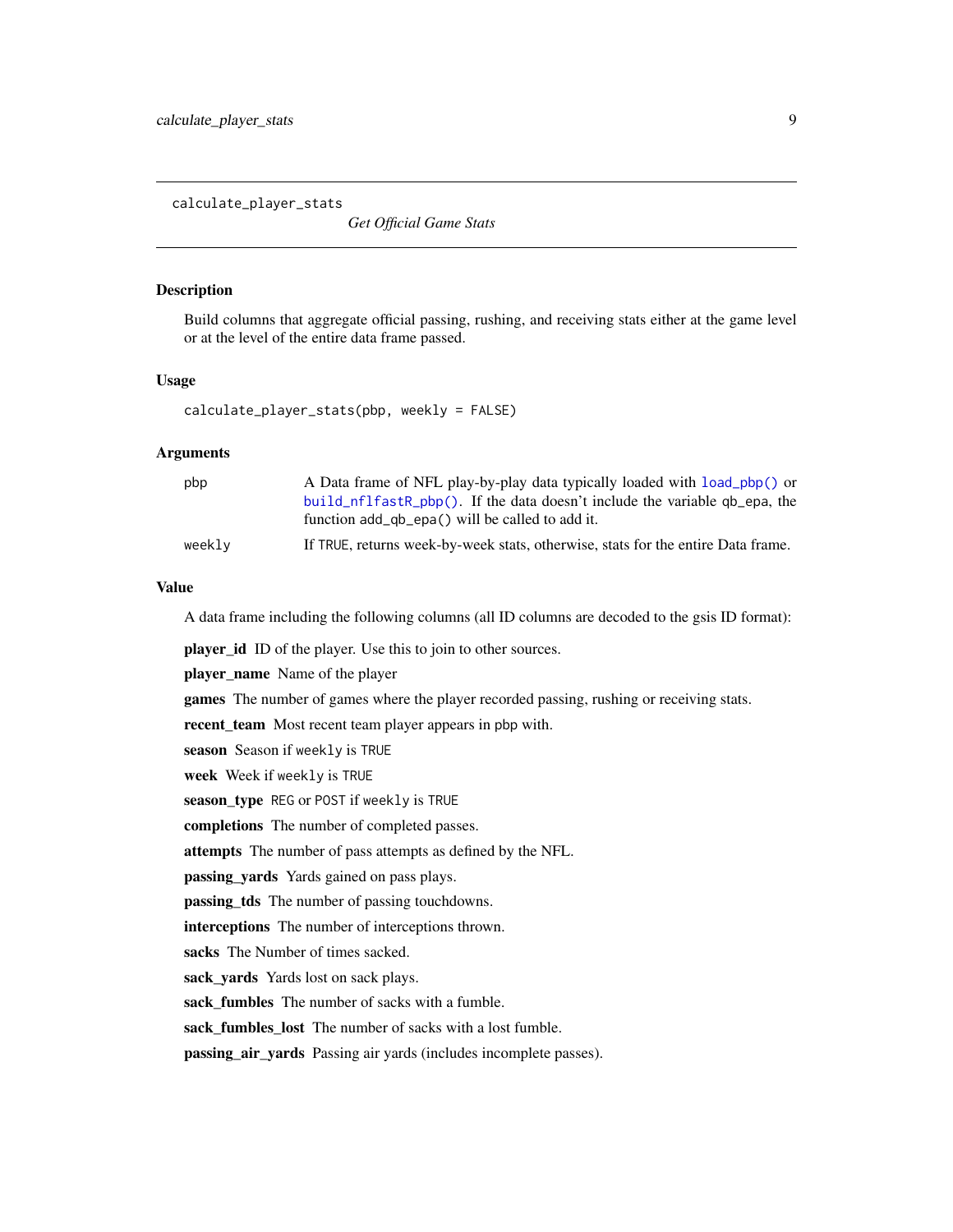## calculate_player_stats

*Get Official Game Stats*

### Description

Build columns that aggregate official passing, rushing, and receiving stats either at the game level or at the level of the entire data frame passed.

### Usage

```
calculate_player_stats(pbp, weekly = FALSE)
```

### Arguments

| | |
|---|---|
| pbp | A Data frame of NFL play-by-play data typically loaded with `load_pbp()` or `build_nflfastR_pbp()`. If the data doesn't include the variable `qb_epa`, the function `add_qb_epa()` will be called to add it. |
| weekly | If `TRUE`, returns week-by-week stats, otherwise, stats for the entire Data frame. |

### Value

A data frame including the following columns (all ID columns are decoded to the gsis ID format):

**player_id** ID of the player. Use this to join to other sources.

**player_name** Name of the player

**games** The number of games where the player recorded passing, rushing or receiving stats.

**recent_team** Most recent team player appears in `pbp` with.

**season** Season if `weekly` is `TRUE`

**week** Week if `weekly` is `TRUE`

**season_type** `REG` or `POST` if `weekly` is `TRUE`

**completions** The number of completed passes.

**attempts** The number of pass attempts as defined by the NFL.

**passing_yards** Yards gained on pass plays.

**passing_tds** The number of passing touchdowns.

**interceptions** The number of interceptions thrown.

**sacks** The Number of times sacked.

**sack_yards** Yards lost on sack plays.

**sack_fumbles** The number of sacks with a fumble.

**sack_fumbles_lost** The number of sacks with a lost fumble.

**passing_air_yards** Passing air yards (includes incomplete passes).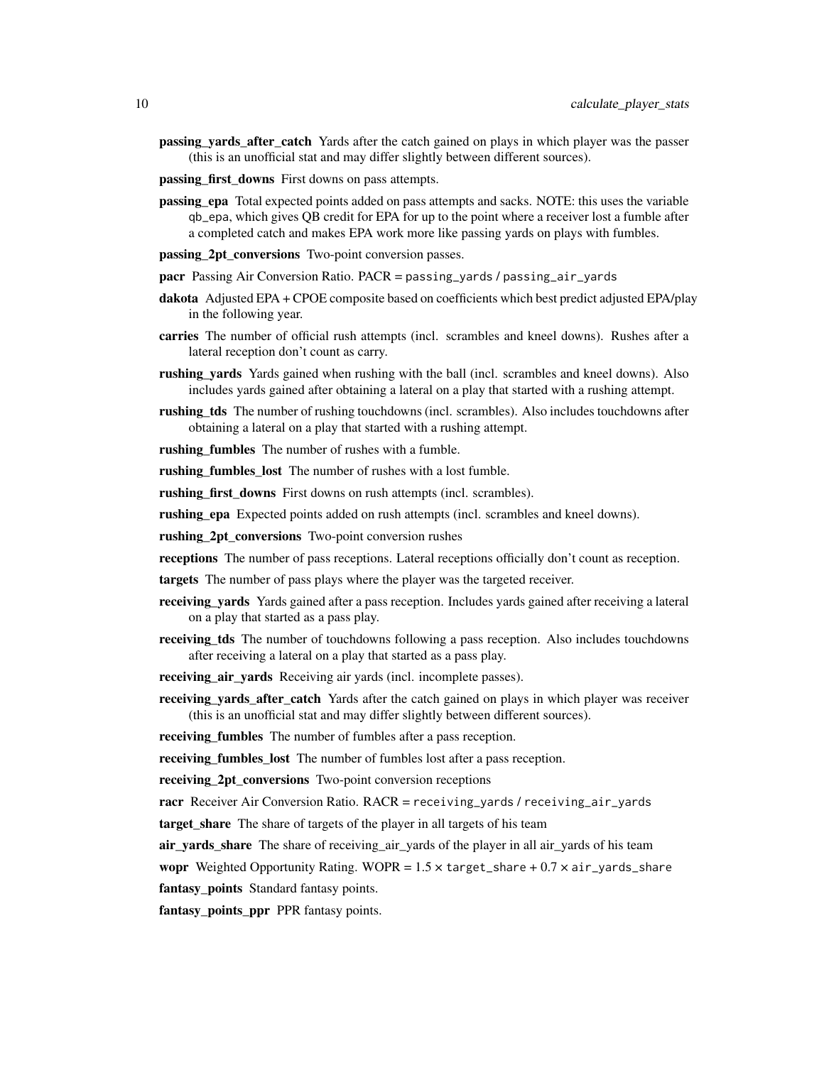**passing_yards_after_catch** Yards after the catch gained on plays in which player was the passer (this is an unofficial stat and may differ slightly between different sources).

**passing_first_downs** First downs on pass attempts.

**passing_epa** Total expected points added on pass attempts and sacks. NOTE: this uses the variable `qb_epa`, which gives QB credit for EPA for up to the point where a receiver lost a fumble after a completed catch and makes EPA work more like passing yards on plays with fumbles.

**passing_2pt_conversions** Two-point conversion passes.

**pacr** Passing Air Conversion Ratio. PACR = `passing_yards` / `passing_air_yards`

**dakota** Adjusted EPA + CPOE composite based on coefficients which best predict adjusted EPA/play in the following year.

**carries** The number of official rush attempts (incl. scrambles and kneel downs). Rushes after a lateral reception don't count as carry.

**rushing_yards** Yards gained when rushing with the ball (incl. scrambles and kneel downs). Also includes yards gained after obtaining a lateral on a play that started with a rushing attempt.

**rushing_tds** The number of rushing touchdowns (incl. scrambles). Also includes touchdowns after obtaining a lateral on a play that started with a rushing attempt.

**rushing_fumbles** The number of rushes with a fumble.

**rushing_fumbles_lost** The number of rushes with a lost fumble.

**rushing_first_downs** First downs on rush attempts (incl. scrambles).

**rushing_epa** Expected points added on rush attempts (incl. scrambles and kneel downs).

**rushing_2pt_conversions** Two-point conversion rushes

**receptions** The number of pass receptions. Lateral receptions officially don't count as reception.

**targets** The number of pass plays where the player was the targeted receiver.

**receiving_yards** Yards gained after a pass reception. Includes yards gained after receiving a lateral on a play that started as a pass play.

**receiving_tds** The number of touchdowns following a pass reception. Also includes touchdowns after receiving a lateral on a play that started as a pass play.

**receiving_air_yards** Receiving air yards (incl. incomplete passes).

**receiving_yards_after_catch** Yards after the catch gained on plays in which player was receiver (this is an unofficial stat and may differ slightly between different sources).

**receiving_fumbles** The number of fumbles after a pass reception.

**receiving_fumbles_lost** The number of fumbles lost after a pass reception.

**receiving_2pt_conversions** Two-point conversion receptions

**racr** Receiver Air Conversion Ratio. RACR = `receiving_yards` / `receiving_air_yards`

**target_share** The share of targets of the player in all targets of his team

**air_yards_share** The share of receiving_air_yards of the player in all air_yards of his team

**wopr** Weighted Opportunity Rating. WOPR = 1.5 × `target_share` + 0.7 × `air_yards_share`

**fantasy_points** Standard fantasy points.

**fantasy_points_ppr** PPR fantasy points.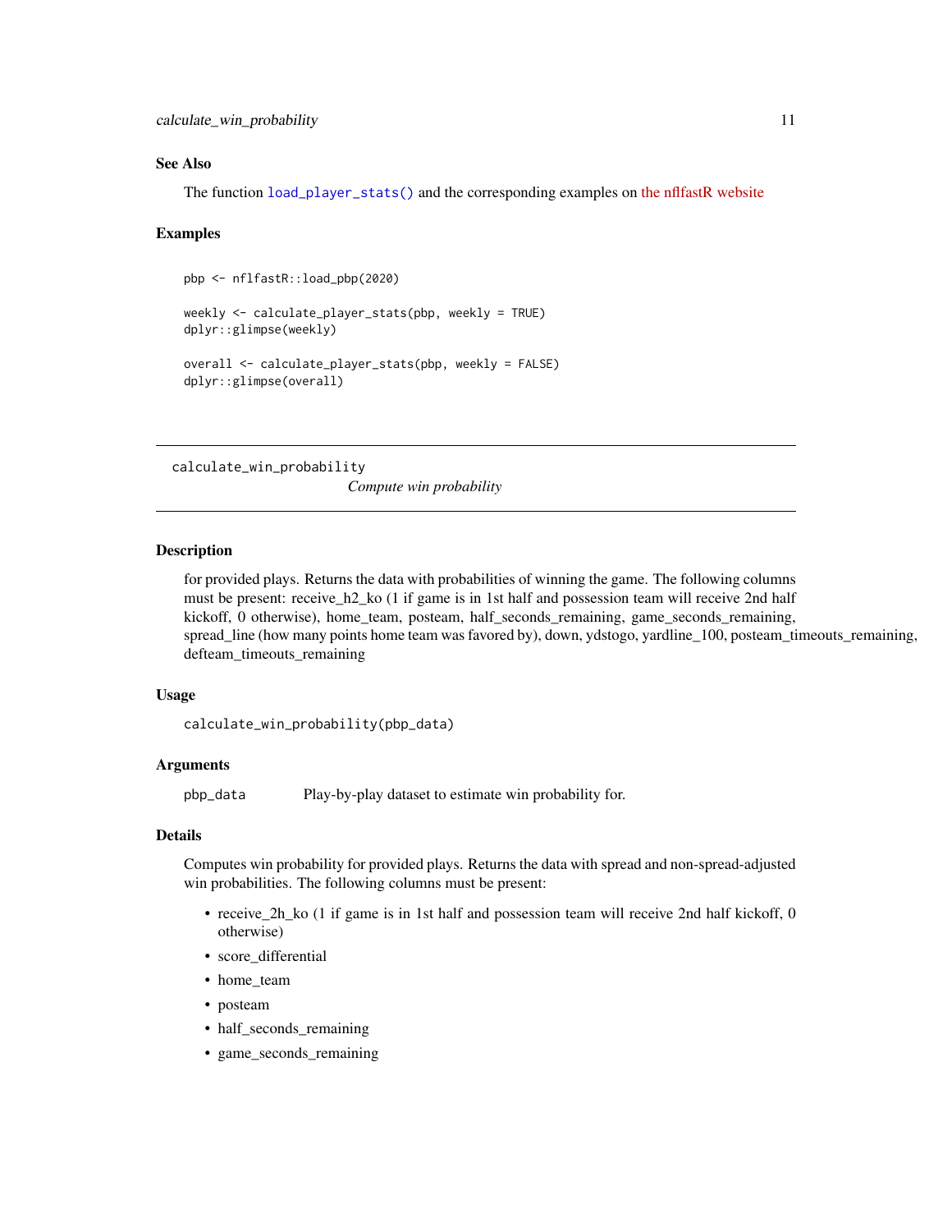### See Also

The function `load_player_stats()` and the corresponding examples on the nflfastR website

### Examples

```
pbp <- nflfastR::load_pbp(2020)

weekly <- calculate_player_stats(pbp, weekly = TRUE)
dplyr::glimpse(weekly)

overall <- calculate_player_stats(pbp, weekly = FALSE)
dplyr::glimpse(overall)
```

---

## calculate_win_probability

*Compute win probability*

---

### Description

for provided plays. Returns the data with probabilities of winning the game. The following columns must be present: receive_h2_ko (1 if game is in 1st half and possession team will receive 2nd half kickoff, 0 otherwise), home_team, posteam, half_seconds_remaining, game_seconds_remaining, spread_line (how many points home team was favored by), down, ydstogo, yardline_100, posteam_timeouts_remaining, defteam_timeouts_remaining

### Usage

```
calculate_win_probability(pbp_data)
```

### Arguments

| | |
|---|---|
| pbp_data | Play-by-play dataset to estimate win probability for. |

### Details

Computes win probability for provided plays. Returns the data with spread and non-spread-adjusted win probabilities. The following columns must be present:

- receive_2h_ko (1 if game is in 1st half and possession team will receive 2nd half kickoff, 0 otherwise)
- score_differential
- home_team
- posteam
- half_seconds_remaining
- game_seconds_remaining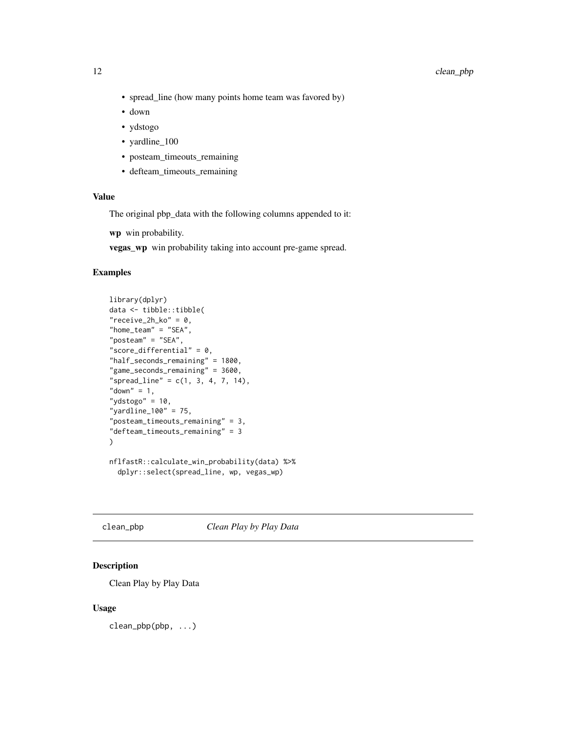- spread_line (how many points home team was favored by)
- down
- ydstogo
- yardline_100
- posteam_timeouts_remaining
- defteam_timeouts_remaining

### Value

The original pbp_data with the following columns appended to it:

**wp** win probability.

**vegas_wp** win probability taking into account pre-game spread.

### Examples

```
library(dplyr)
data <- tibble::tibble(
"receive_2h_ko" = 0,
"home_team" = "SEA",
"posteam" = "SEA",
"score_differential" = 0,
"half_seconds_remaining" = 1800,
"game_seconds_remaining" = 3600,
"spread_line" = c(1, 3, 4, 7, 14),
"down" = 1,
"ydstogo" = 10,
"yardline_100" = 75,
"posteam_timeouts_remaining" = 3,
"defteam_timeouts_remaining" = 3
)

nflfastR::calculate_win_probability(data) %>%
  dplyr::select(spread_line, wp, vegas_wp)
```

---

## clean_pbp *Clean Play by Play Data*

### Description

Clean Play by Play Data

### Usage

```
clean_pbp(pbp, ...)
```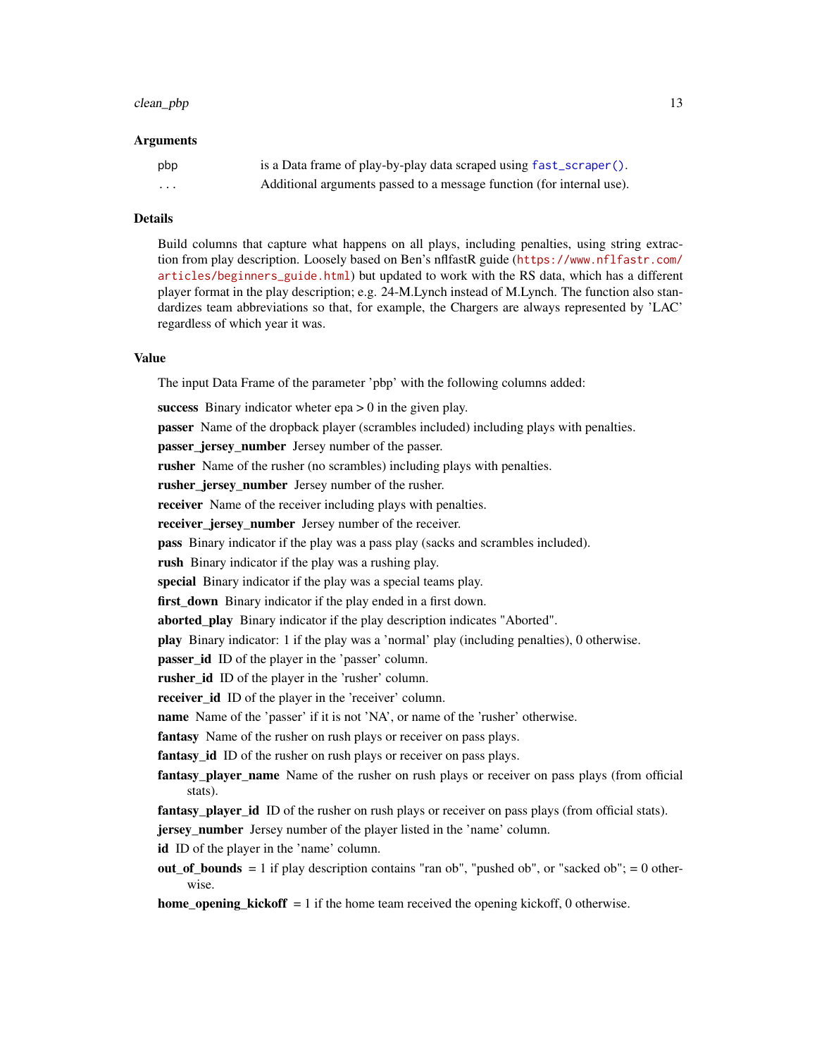### Arguments

| | |
|---|---|
| pbp | is a Data frame of play-by-play data scraped using `fast_scraper()`. |
| ... | Additional arguments passed to a message function (for internal use). |

### Details

Build columns that capture what happens on all plays, including penalties, using string extraction from play description. Loosely based on Ben's nflfastR guide (https://www.nflfastr.com/articles/beginners_guide.html) but updated to work with the RS data, which has a different player format in the play description; e.g. 24-M.Lynch instead of M.Lynch. The function also standardizes team abbreviations so that, for example, the Chargers are always represented by 'LAC' regardless of which year it was.

### Value

The input Data Frame of the parameter 'pbp' with the following columns added:

**success** Binary indicator wheter epa > 0 in the given play.

**passer** Name of the dropback player (scrambles included) including plays with penalties.

**passer_jersey_number** Jersey number of the passer.

**rusher** Name of the rusher (no scrambles) including plays with penalties.

**rusher_jersey_number** Jersey number of the rusher.

**receiver** Name of the receiver including plays with penalties.

**receiver_jersey_number** Jersey number of the receiver.

**pass** Binary indicator if the play was a pass play (sacks and scrambles included).

**rush** Binary indicator if the play was a rushing play.

**special** Binary indicator if the play was a special teams play.

**first_down** Binary indicator if the play ended in a first down.

**aborted_play** Binary indicator if the play description indicates "Aborted".

**play** Binary indicator: 1 if the play was a 'normal' play (including penalties), 0 otherwise.

**passer_id** ID of the player in the 'passer' column.

**rusher_id** ID of the player in the 'rusher' column.

**receiver_id** ID of the player in the 'receiver' column.

**name** Name of the 'passer' if it is not 'NA', or name of the 'rusher' otherwise.

**fantasy** Name of the rusher on rush plays or receiver on pass plays.

**fantasy_id** ID of the rusher on rush plays or receiver on pass plays.

**fantasy_player_name** Name of the rusher on rush plays or receiver on pass plays (from official stats).

**fantasy_player_id** ID of the rusher on rush plays or receiver on pass plays (from official stats).

**jersey_number** Jersey number of the player listed in the 'name' column.

**id** ID of the player in the 'name' column.

**out_of_bounds** = 1 if play description contains "ran ob", "pushed ob", or "sacked ob"; = 0 otherwise.

**home_opening_kickoff** = 1 if the home team received the opening kickoff, 0 otherwise.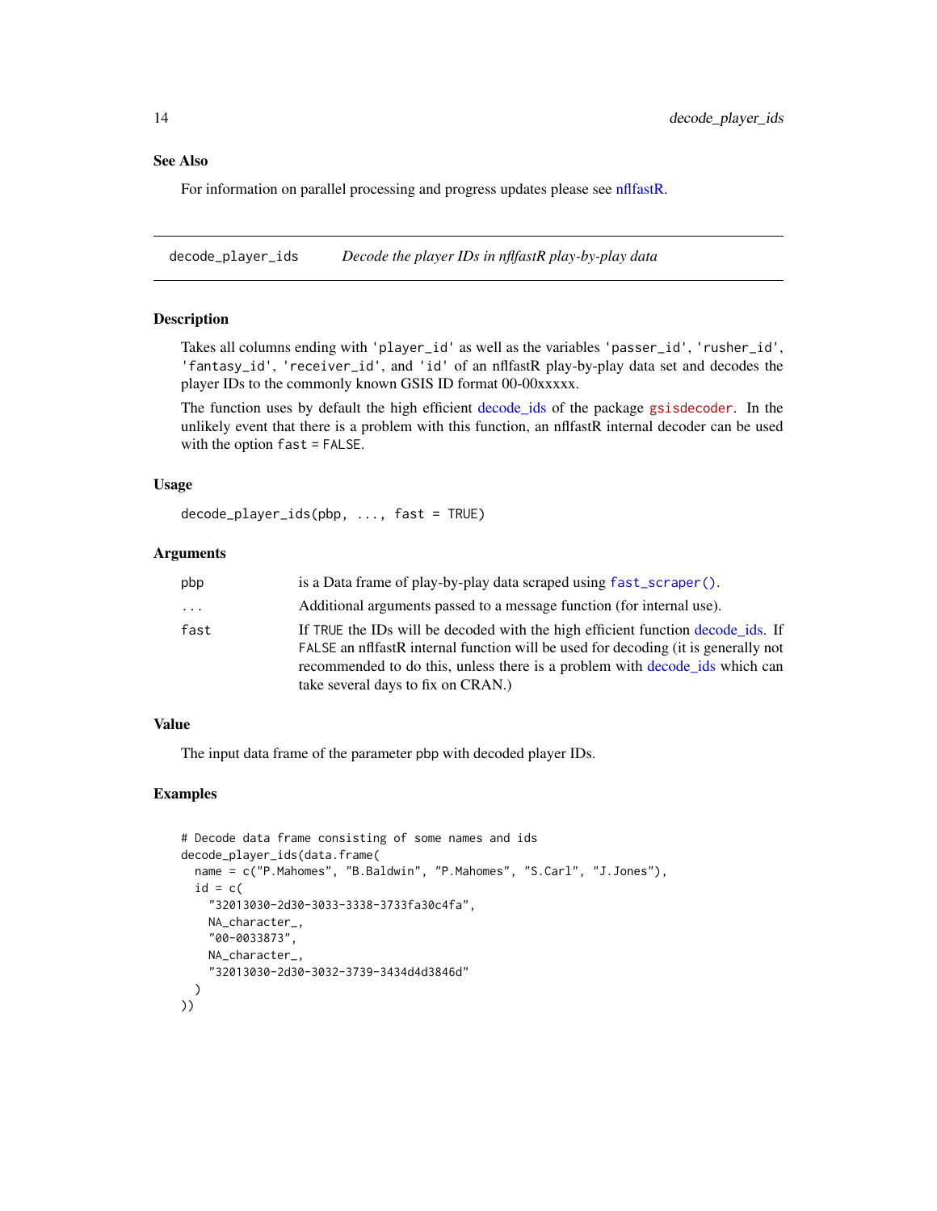## See Also

For information on parallel processing and progress updates please see nflfastR.

---

`decode_player_ids` *Decode the player IDs in nflfastR play-by-play data*

---

### Description

Takes all columns ending with `'player_id'` as well as the variables `'passer_id'`, `'rusher_id'`, `'fantasy_id'`, `'receiver_id'`, and `'id'` of an nflfastR play-by-play data set and decodes the player IDs to the commonly known GSIS ID format 00-00xxxxx.

The function uses by default the high efficient decode_ids of the package `gsisdecoder`. In the unlikely event that there is a problem with this function, an nflfastR internal decoder can be used with the option `fast = FALSE`.

### Usage

```
decode_player_ids(pbp, ..., fast = TRUE)
```

### Arguments

| | |
|---|---|
| `pbp` | is a Data frame of play-by-play data scraped using `fast_scraper()`. |
| `...` | Additional arguments passed to a message function (for internal use). |
| `fast` | If `TRUE` the IDs will be decoded with the high efficient function decode_ids. If `FALSE` an nflfastR internal function will be used for decoding (it is generally not recommended to do this, unless there is a problem with decode_ids which can take several days to fix on CRAN.) |

### Value

The input data frame of the parameter pbp with decoded player IDs.

### Examples

```
# Decode data frame consisting of some names and ids
decode_player_ids(data.frame(
  name = c("P.Mahomes", "B.Baldwin", "P.Mahomes", "S.Carl", "J.Jones"),
  id = c(
    "32013030-2d30-3033-3338-3733fa30c4fa",
    NA_character_,
    "00-0033873",
    NA_character_,
    "32013030-2d30-3032-3739-3434d4d3846d"
  )
))
```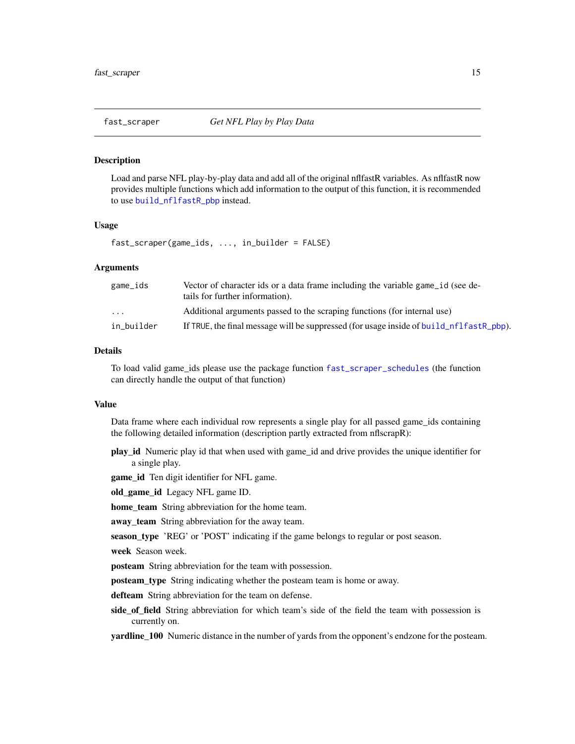## fast_scraper — *Get NFL Play by Play Data*

### Description

Load and parse NFL play-by-play data and add all of the original nflfastR variables. As nflfastR now provides multiple functions which add information to the output of this function, it is recommended to use build_nflfastR_pbp instead.

### Usage

```
fast_scraper(game_ids, ..., in_builder = FALSE)
```

### Arguments

| | |
|---|---|
| game_ids | Vector of character ids or a data frame including the variable game_id (see details for further information). |
| ... | Additional arguments passed to the scraping functions (for internal use) |
| in_builder | If TRUE, the final message will be suppressed (for usage inside of build_nflfastR_pbp). |

### Details

To load valid game_ids please use the package function fast_scraper_schedules (the function can directly handle the output of that function)

### Value

Data frame where each individual row represents a single play for all passed game_ids containing the following detailed information (description partly extracted from nflscrapR):

- **play_id** Numeric play id that when used with game_id and drive provides the unique identifier for a single play.
- **game_id** Ten digit identifier for NFL game.
- **old_game_id** Legacy NFL game ID.
- **home_team** String abbreviation for the home team.
- **away_team** String abbreviation for the away team.
- **season_type** 'REG' or 'POST' indicating if the game belongs to regular or post season.
- **week** Season week.
- **posteam** String abbreviation for the team with possession.
- **posteam_type** String indicating whether the posteam team is home or away.
- **defteam** String abbreviation for the team on defense.
- **side_of_field** String abbreviation for which team's side of the field the team with possession is currently on.
- **yardline_100** Numeric distance in the number of yards from the opponent's endzone for the posteam.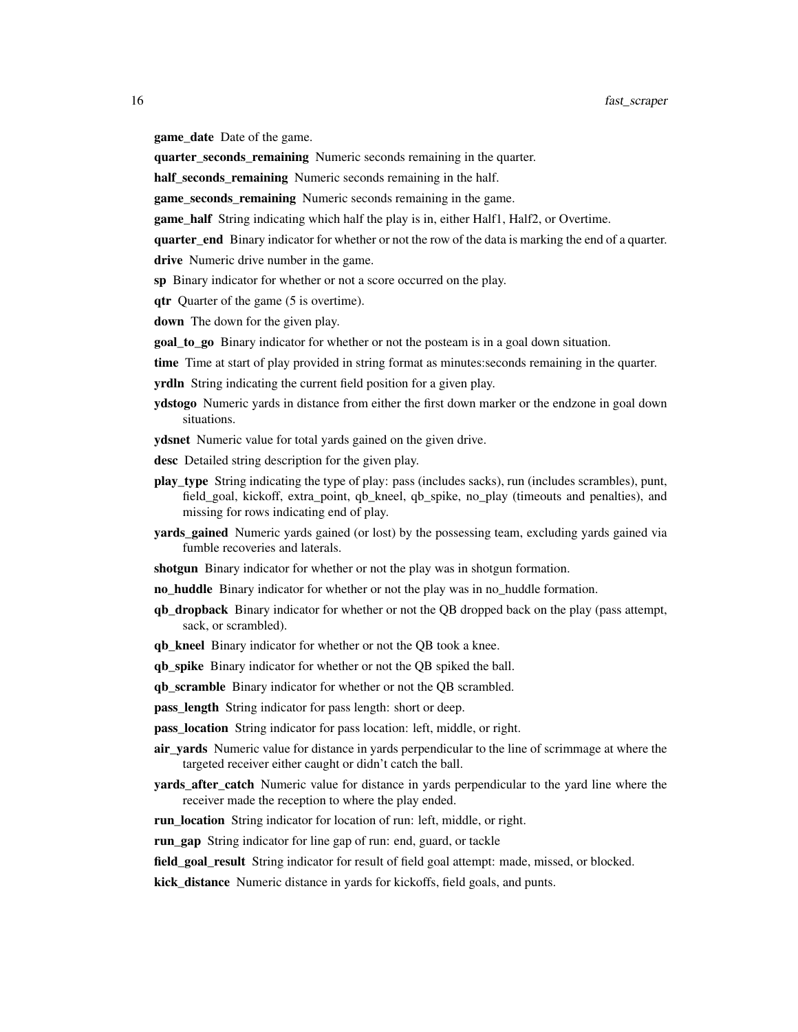**game_date** Date of the game.

**quarter_seconds_remaining** Numeric seconds remaining in the quarter.

**half_seconds_remaining** Numeric seconds remaining in the half.

**game_seconds_remaining** Numeric seconds remaining in the game.

**game_half** String indicating which half the play is in, either Half1, Half2, or Overtime.

**quarter_end** Binary indicator for whether or not the row of the data is marking the end of a quarter.

**drive** Numeric drive number in the game.

**sp** Binary indicator for whether or not a score occurred on the play.

**qtr** Quarter of the game (5 is overtime).

**down** The down for the given play.

**goal_to_go** Binary indicator for whether or not the posteam is in a goal down situation.

**time** Time at start of play provided in string format as minutes:seconds remaining in the quarter.

**yrdln** String indicating the current field position for a given play.

**ydstogo** Numeric yards in distance from either the first down marker or the endzone in goal down situations.

**ydsnet** Numeric value for total yards gained on the given drive.

**desc** Detailed string description for the given play.

**play_type** String indicating the type of play: pass (includes sacks), run (includes scrambles), punt, field_goal, kickoff, extra_point, qb_kneel, qb_spike, no_play (timeouts and penalties), and missing for rows indicating end of play.

**yards_gained** Numeric yards gained (or lost) by the possessing team, excluding yards gained via fumble recoveries and laterals.

**shotgun** Binary indicator for whether or not the play was in shotgun formation.

**no_huddle** Binary indicator for whether or not the play was in no_huddle formation.

**qb_dropback** Binary indicator for whether or not the QB dropped back on the play (pass attempt, sack, or scrambled).

**qb_kneel** Binary indicator for whether or not the QB took a knee.

**qb_spike** Binary indicator for whether or not the QB spiked the ball.

**qb_scramble** Binary indicator for whether or not the QB scrambled.

**pass_length** String indicator for pass length: short or deep.

**pass_location** String indicator for pass location: left, middle, or right.

**air_yards** Numeric value for distance in yards perpendicular to the line of scrimmage at where the targeted receiver either caught or didn't catch the ball.

**yards_after_catch** Numeric value for distance in yards perpendicular to the yard line where the receiver made the reception to where the play ended.

**run_location** String indicator for location of run: left, middle, or right.

**run_gap** String indicator for line gap of run: end, guard, or tackle

**field_goal_result** String indicator for result of field goal attempt: made, missed, or blocked.

**kick_distance** Numeric distance in yards for kickoffs, field goals, and punts.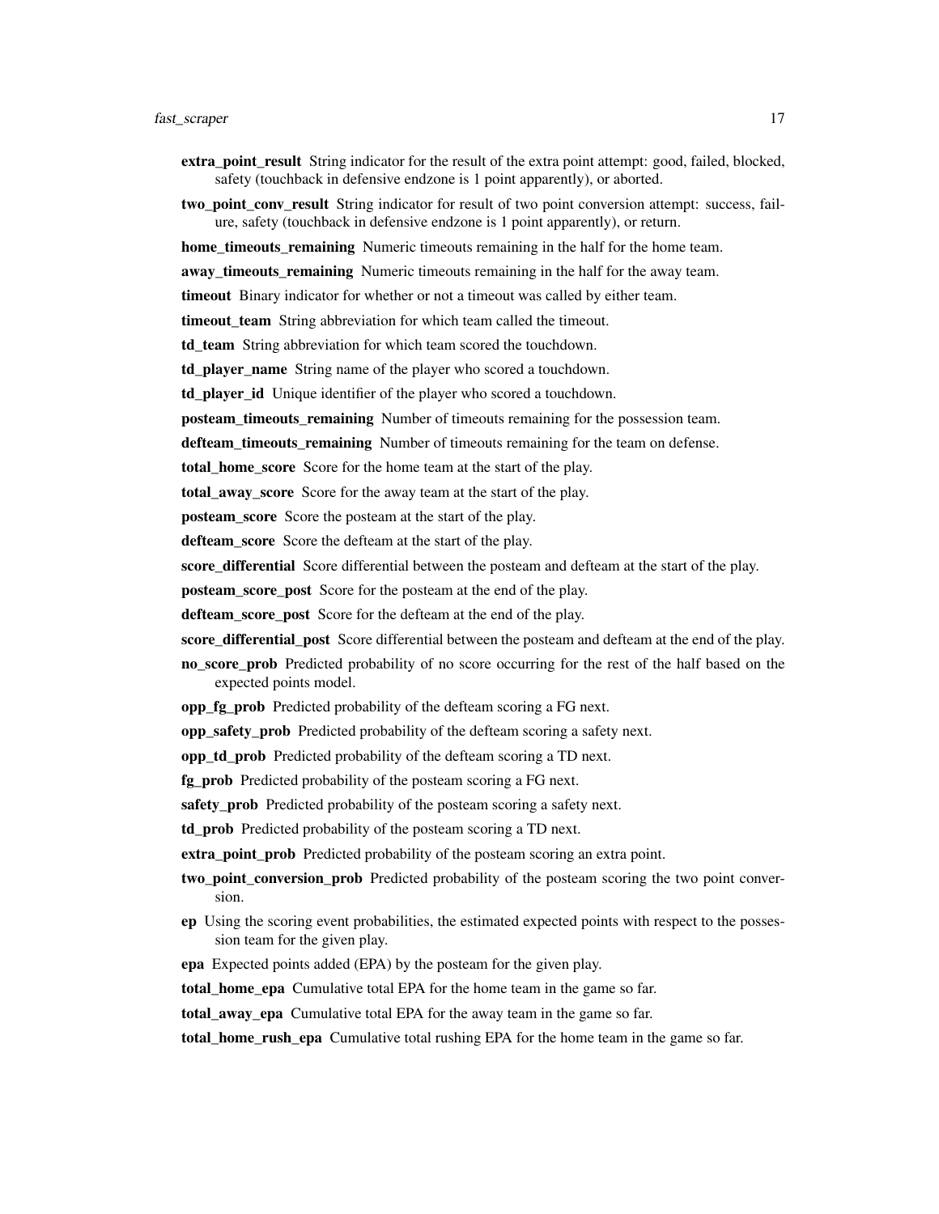**extra_point_result** String indicator for the result of the extra point attempt: good, failed, blocked, safety (touchback in defensive endzone is 1 point apparently), or aborted.

**two_point_conv_result** String indicator for result of two point conversion attempt: success, failure, safety (touchback in defensive endzone is 1 point apparently), or return.

**home_timeouts_remaining** Numeric timeouts remaining in the half for the home team.

**away_timeouts_remaining** Numeric timeouts remaining in the half for the away team.

**timeout** Binary indicator for whether or not a timeout was called by either team.

**timeout_team** String abbreviation for which team called the timeout.

**td_team** String abbreviation for which team scored the touchdown.

**td_player_name** String name of the player who scored a touchdown.

**td_player_id** Unique identifier of the player who scored a touchdown.

**posteam_timeouts_remaining** Number of timeouts remaining for the possession team.

**defteam_timeouts_remaining** Number of timeouts remaining for the team on defense.

**total_home_score** Score for the home team at the start of the play.

**total_away_score** Score for the away team at the start of the play.

**posteam_score** Score the posteam at the start of the play.

**defteam_score** Score the defteam at the start of the play.

**score_differential** Score differential between the posteam and defteam at the start of the play.

**posteam_score_post** Score for the posteam at the end of the play.

**defteam_score_post** Score for the defteam at the end of the play.

**score_differential_post** Score differential between the posteam and defteam at the end of the play.

**no_score_prob** Predicted probability of no score occurring for the rest of the half based on the expected points model.

**opp_fg_prob** Predicted probability of the defteam scoring a FG next.

**opp_safety_prob** Predicted probability of the defteam scoring a safety next.

**opp_td_prob** Predicted probability of the defteam scoring a TD next.

**fg_prob** Predicted probability of the posteam scoring a FG next.

**safety_prob** Predicted probability of the posteam scoring a safety next.

**td_prob** Predicted probability of the posteam scoring a TD next.

**extra_point_prob** Predicted probability of the posteam scoring an extra point.

**two_point_conversion_prob** Predicted probability of the posteam scoring the two point conversion.

**ep** Using the scoring event probabilities, the estimated expected points with respect to the possession team for the given play.

**epa** Expected points added (EPA) by the posteam for the given play.

**total_home_epa** Cumulative total EPA for the home team in the game so far.

**total_away_epa** Cumulative total EPA for the away team in the game so far.

**total_home_rush_epa** Cumulative total rushing EPA for the home team in the game so far.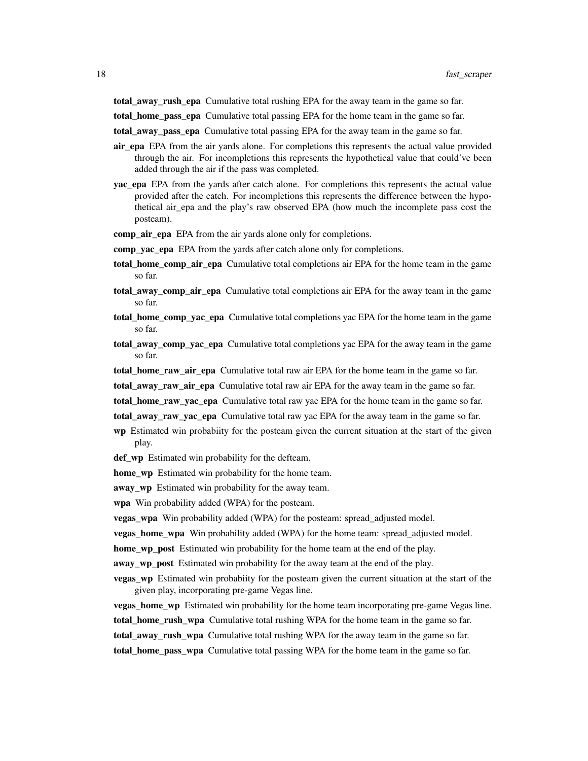**total_away_rush_epa** Cumulative total rushing EPA for the away team in the game so far.

**total_home_pass_epa** Cumulative total passing EPA for the home team in the game so far.

**total_away_pass_epa** Cumulative total passing EPA for the away team in the game so far.

**air_epa** EPA from the air yards alone. For completions this represents the actual value provided through the air. For incompletions this represents the hypothetical value that could've been added through the air if the pass was completed.

**yac_epa** EPA from the yards after catch alone. For completions this represents the actual value provided after the catch. For incompletions this represents the difference between the hypothetical air_epa and the play's raw observed EPA (how much the incomplete pass cost the posteam).

**comp_air_epa** EPA from the air yards alone only for completions.

**comp_yac_epa** EPA from the yards after catch alone only for completions.

**total_home_comp_air_epa** Cumulative total completions air EPA for the home team in the game so far.

**total_away_comp_air_epa** Cumulative total completions air EPA for the away team in the game so far.

**total_home_comp_yac_epa** Cumulative total completions yac EPA for the home team in the game so far.

**total_away_comp_yac_epa** Cumulative total completions yac EPA for the away team in the game so far.

**total_home_raw_air_epa** Cumulative total raw air EPA for the home team in the game so far.

**total_away_raw_air_epa** Cumulative total raw air EPA for the away team in the game so far.

**total_home_raw_yac_epa** Cumulative total raw yac EPA for the home team in the game so far.

**total_away_raw_yac_epa** Cumulative total raw yac EPA for the away team in the game so far.

**wp** Estimated win probabiity for the posteam given the current situation at the start of the given play.

**def_wp** Estimated win probability for the defteam.

**home_wp** Estimated win probability for the home team.

**away_wp** Estimated win probability for the away team.

**wpa** Win probability added (WPA) for the posteam.

**vegas_wpa** Win probability added (WPA) for the posteam: spread_adjusted model.

**vegas_home_wpa** Win probability added (WPA) for the home team: spread_adjusted model.

**home_wp_post** Estimated win probability for the home team at the end of the play.

**away_wp_post** Estimated win probability for the away team at the end of the play.

**vegas_wp** Estimated win probabiity for the posteam given the current situation at the start of the given play, incorporating pre-game Vegas line.

**vegas_home_wp** Estimated win probability for the home team incorporating pre-game Vegas line.

**total_home_rush_wpa** Cumulative total rushing WPA for the home team in the game so far.

**total_away_rush_wpa** Cumulative total rushing WPA for the away team in the game so far.

**total_home_pass_wpa** Cumulative total passing WPA for the home team in the game so far.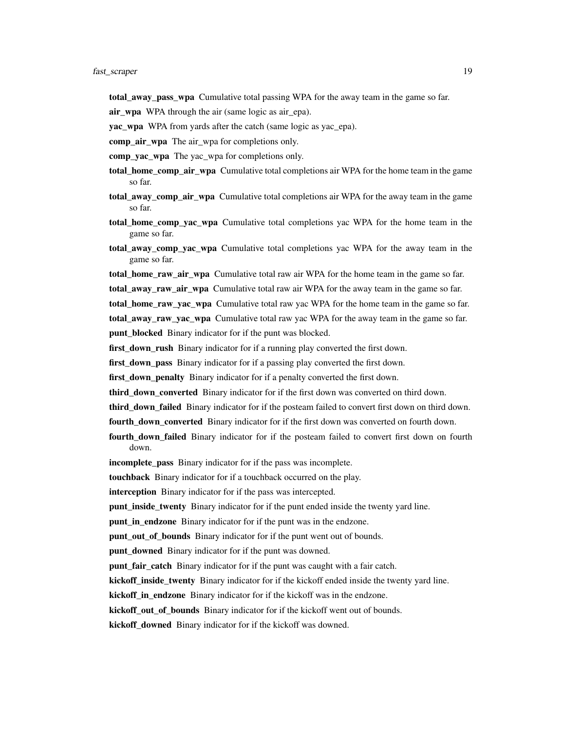**total_away_pass_wpa** Cumulative total passing WPA for the away team in the game so far.

**air_wpa** WPA through the air (same logic as air_epa).

**yac_wpa** WPA from yards after the catch (same logic as yac_epa).

**comp_air_wpa** The air_wpa for completions only.

**comp_yac_wpa** The yac_wpa for completions only.

**total_home_comp_air_wpa** Cumulative total completions air WPA for the home team in the game so far.

**total_away_comp_air_wpa** Cumulative total completions air WPA for the away team in the game so far.

**total_home_comp_yac_wpa** Cumulative total completions yac WPA for the home team in the game so far.

**total_away_comp_yac_wpa** Cumulative total completions yac WPA for the away team in the game so far.

**total_home_raw_air_wpa** Cumulative total raw air WPA for the home team in the game so far.

**total_away_raw_air_wpa** Cumulative total raw air WPA for the away team in the game so far.

**total_home_raw_yac_wpa** Cumulative total raw yac WPA for the home team in the game so far.

**total_away_raw_yac_wpa** Cumulative total raw yac WPA for the away team in the game so far.

**punt_blocked** Binary indicator for if the punt was blocked.

**first_down_rush** Binary indicator for if a running play converted the first down.

**first_down_pass** Binary indicator for if a passing play converted the first down.

**first_down_penalty** Binary indicator for if a penalty converted the first down.

**third_down_converted** Binary indicator for if the first down was converted on third down.

**third_down_failed** Binary indicator for if the posteam failed to convert first down on third down.

**fourth_down_converted** Binary indicator for if the first down was converted on fourth down.

**fourth_down_failed** Binary indicator for if the posteam failed to convert first down on fourth down.

**incomplete_pass** Binary indicator for if the pass was incomplete.

**touchback** Binary indicator for if a touchback occurred on the play.

**interception** Binary indicator for if the pass was intercepted.

**punt_inside_twenty** Binary indicator for if the punt ended inside the twenty yard line.

**punt_in_endzone** Binary indicator for if the punt was in the endzone.

**punt_out_of_bounds** Binary indicator for if the punt went out of bounds.

**punt_downed** Binary indicator for if the punt was downed.

**punt_fair_catch** Binary indicator for if the punt was caught with a fair catch.

**kickoff_inside_twenty** Binary indicator for if the kickoff ended inside the twenty yard line.

**kickoff_in_endzone** Binary indicator for if the kickoff was in the endzone.

**kickoff_out_of_bounds** Binary indicator for if the kickoff went out of bounds.

**kickoff_downed** Binary indicator for if the kickoff was downed.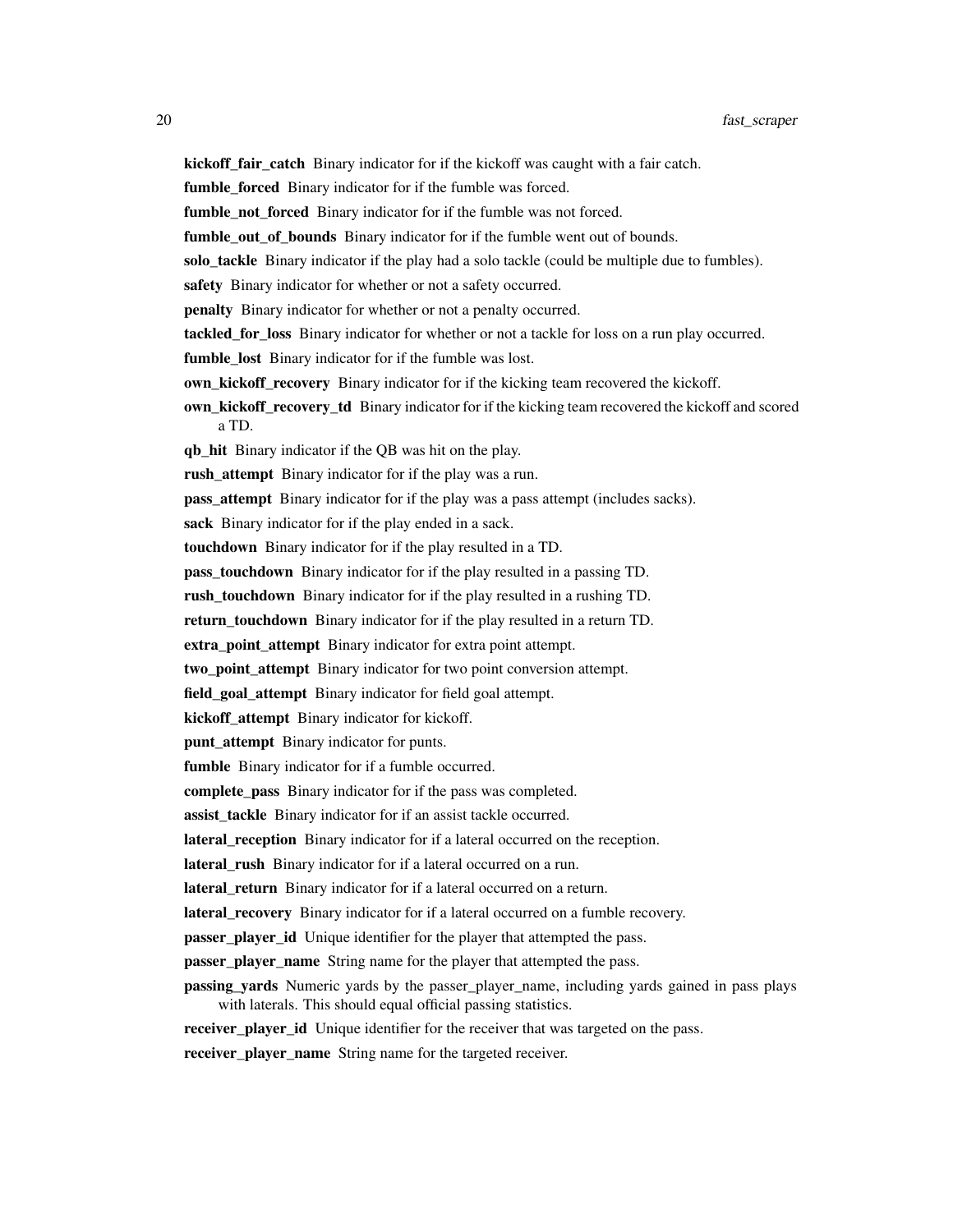**kickoff_fair_catch** Binary indicator for if the kickoff was caught with a fair catch.

**fumble_forced** Binary indicator for if the fumble was forced.

**fumble_not_forced** Binary indicator for if the fumble was not forced.

**fumble_out_of_bounds** Binary indicator for if the fumble went out of bounds.

**solo_tackle** Binary indicator if the play had a solo tackle (could be multiple due to fumbles).

**safety** Binary indicator for whether or not a safety occurred.

**penalty** Binary indicator for whether or not a penalty occurred.

**tackled_for_loss** Binary indicator for whether or not a tackle for loss on a run play occurred.

**fumble_lost** Binary indicator for if the fumble was lost.

**own_kickoff_recovery** Binary indicator for if the kicking team recovered the kickoff.

**own_kickoff_recovery_td** Binary indicator for if the kicking team recovered the kickoff and scored a TD.

**qb_hit** Binary indicator if the QB was hit on the play.

**rush_attempt** Binary indicator for if the play was a run.

**pass_attempt** Binary indicator for if the play was a pass attempt (includes sacks).

**sack** Binary indicator for if the play ended in a sack.

**touchdown** Binary indicator for if the play resulted in a TD.

**pass_touchdown** Binary indicator for if the play resulted in a passing TD.

**rush_touchdown** Binary indicator for if the play resulted in a rushing TD.

**return_touchdown** Binary indicator for if the play resulted in a return TD.

**extra_point_attempt** Binary indicator for extra point attempt.

**two_point_attempt** Binary indicator for two point conversion attempt.

**field_goal_attempt** Binary indicator for field goal attempt.

**kickoff_attempt** Binary indicator for kickoff.

**punt_attempt** Binary indicator for punts.

**fumble** Binary indicator for if a fumble occurred.

**complete_pass** Binary indicator for if the pass was completed.

**assist_tackle** Binary indicator for if an assist tackle occurred.

**lateral_reception** Binary indicator for if a lateral occurred on the reception.

**lateral_rush** Binary indicator for if a lateral occurred on a run.

**lateral_return** Binary indicator for if a lateral occurred on a return.

**lateral_recovery** Binary indicator for if a lateral occurred on a fumble recovery.

**passer_player_id** Unique identifier for the player that attempted the pass.

**passer_player_name** String name for the player that attempted the pass.

**passing_yards** Numeric yards by the passer_player_name, including yards gained in pass plays with laterals. This should equal official passing statistics.

**receiver_player_id** Unique identifier for the receiver that was targeted on the pass.

**receiver_player_name** String name for the targeted receiver.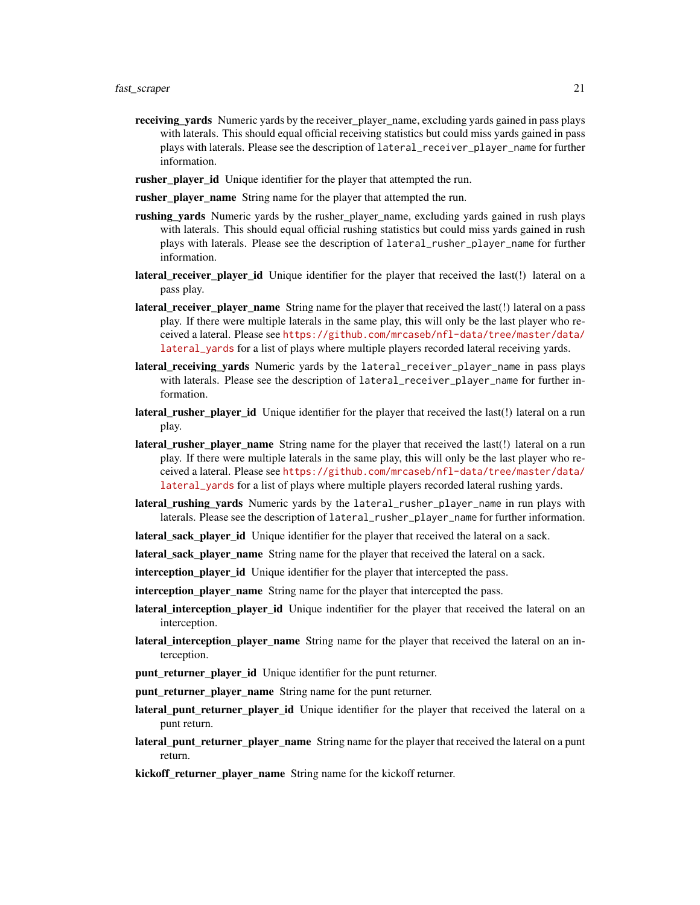**receiving_yards** Numeric yards by the receiver_player_name, excluding yards gained in pass plays with laterals. This should equal official receiving statistics but could miss yards gained in pass plays with laterals. Please see the description of `lateral_receiver_player_name` for further information.

**rusher_player_id** Unique identifier for the player that attempted the run.

**rusher_player_name** String name for the player that attempted the run.

**rushing_yards** Numeric yards by the rusher_player_name, excluding yards gained in rush plays with laterals. This should equal official rushing statistics but could miss yards gained in rush plays with laterals. Please see the description of `lateral_rusher_player_name` for further information.

**lateral_receiver_player_id** Unique identifier for the player that received the last(!) lateral on a pass play.

**lateral_receiver_player_name** String name for the player that received the last(!) lateral on a pass play. If there were multiple laterals in the same play, this will only be the last player who received a lateral. Please see https://github.com/mrcaseb/nfl-data/tree/master/data/lateral_yards for a list of plays where multiple players recorded lateral receiving yards.

**lateral_receiving_yards** Numeric yards by the `lateral_receiver_player_name` in pass plays with laterals. Please see the description of `lateral_receiver_player_name` for further information.

**lateral_rusher_player_id** Unique identifier for the player that received the last(!) lateral on a run play.

**lateral_rusher_player_name** String name for the player that received the last(!) lateral on a run play. If there were multiple laterals in the same play, this will only be the last player who received a lateral. Please see https://github.com/mrcaseb/nfl-data/tree/master/data/lateral_yards for a list of plays where multiple players recorded lateral rushing yards.

**lateral_rushing_yards** Numeric yards by the `lateral_rusher_player_name` in run plays with laterals. Please see the description of `lateral_rusher_player_name` for further information.

**lateral_sack_player_id** Unique identifier for the player that received the lateral on a sack.

**lateral_sack_player_name** String name for the player that received the lateral on a sack.

**interception_player_id** Unique identifier for the player that intercepted the pass.

**interception_player_name** String name for the player that intercepted the pass.

**lateral_interception_player_id** Unique indentifier for the player that received the lateral on an interception.

**lateral_interception_player_name** String name for the player that received the lateral on an interception.

**punt_returner_player_id** Unique identifier for the punt returner.

**punt_returner_player_name** String name for the punt returner.

**lateral_punt_returner_player_id** Unique identifier for the player that received the lateral on a punt return.

**lateral_punt_returner_player_name** String name for the player that received the lateral on a punt return.

**kickoff_returner_player_name** String name for the kickoff returner.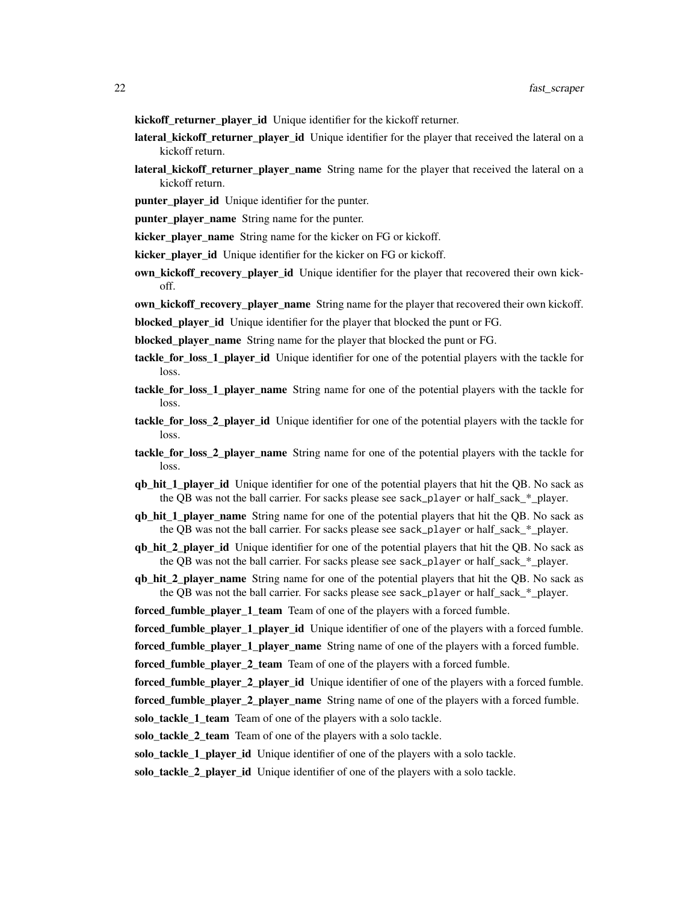**kickoff_returner_player_id** Unique identifier for the kickoff returner.

**lateral_kickoff_returner_player_id** Unique identifier for the player that received the lateral on a kickoff return.

**lateral_kickoff_returner_player_name** String name for the player that received the lateral on a kickoff return.

**punter_player_id** Unique identifier for the punter.

**punter_player_name** String name for the punter.

**kicker_player_name** String name for the kicker on FG or kickoff.

**kicker_player_id** Unique identifier for the kicker on FG or kickoff.

**own_kickoff_recovery_player_id** Unique identifier for the player that recovered their own kickoff.

**own_kickoff_recovery_player_name** String name for the player that recovered their own kickoff.

**blocked_player_id** Unique identifier for the player that blocked the punt or FG.

**blocked_player_name** String name for the player that blocked the punt or FG.

**tackle_for_loss_1_player_id** Unique identifier for one of the potential players with the tackle for loss.

**tackle_for_loss_1_player_name** String name for one of the potential players with the tackle for loss.

**tackle_for_loss_2_player_id** Unique identifier for one of the potential players with the tackle for loss.

**tackle_for_loss_2_player_name** String name for one of the potential players with the tackle for loss.

**qb_hit_1_player_id** Unique identifier for one of the potential players that hit the QB. No sack as the QB was not the ball carrier. For sacks please see `sack_player` or half_sack_*_player.

**qb_hit_1_player_name** String name for one of the potential players that hit the QB. No sack as the QB was not the ball carrier. For sacks please see `sack_player` or half_sack_*_player.

**qb_hit_2_player_id** Unique identifier for one of the potential players that hit the QB. No sack as the QB was not the ball carrier. For sacks please see `sack_player` or half_sack_*_player.

**qb_hit_2_player_name** String name for one of the potential players that hit the QB. No sack as the QB was not the ball carrier. For sacks please see `sack_player` or half_sack_*_player.

**forced_fumble_player_1_team** Team of one of the players with a forced fumble.

**forced_fumble_player_1_player_id** Unique identifier of one of the players with a forced fumble.

**forced_fumble_player_1_player_name** String name of one of the players with a forced fumble.

**forced_fumble_player_2_team** Team of one of the players with a forced fumble.

**forced_fumble_player_2_player_id** Unique identifier of one of the players with a forced fumble.

**forced_fumble_player_2_player_name** String name of one of the players with a forced fumble.

**solo_tackle_1_team** Team of one of the players with a solo tackle.

**solo_tackle_2_team** Team of one of the players with a solo tackle.

**solo_tackle_1_player_id** Unique identifier of one of the players with a solo tackle.

**solo_tackle_2_player_id** Unique identifier of one of the players with a solo tackle.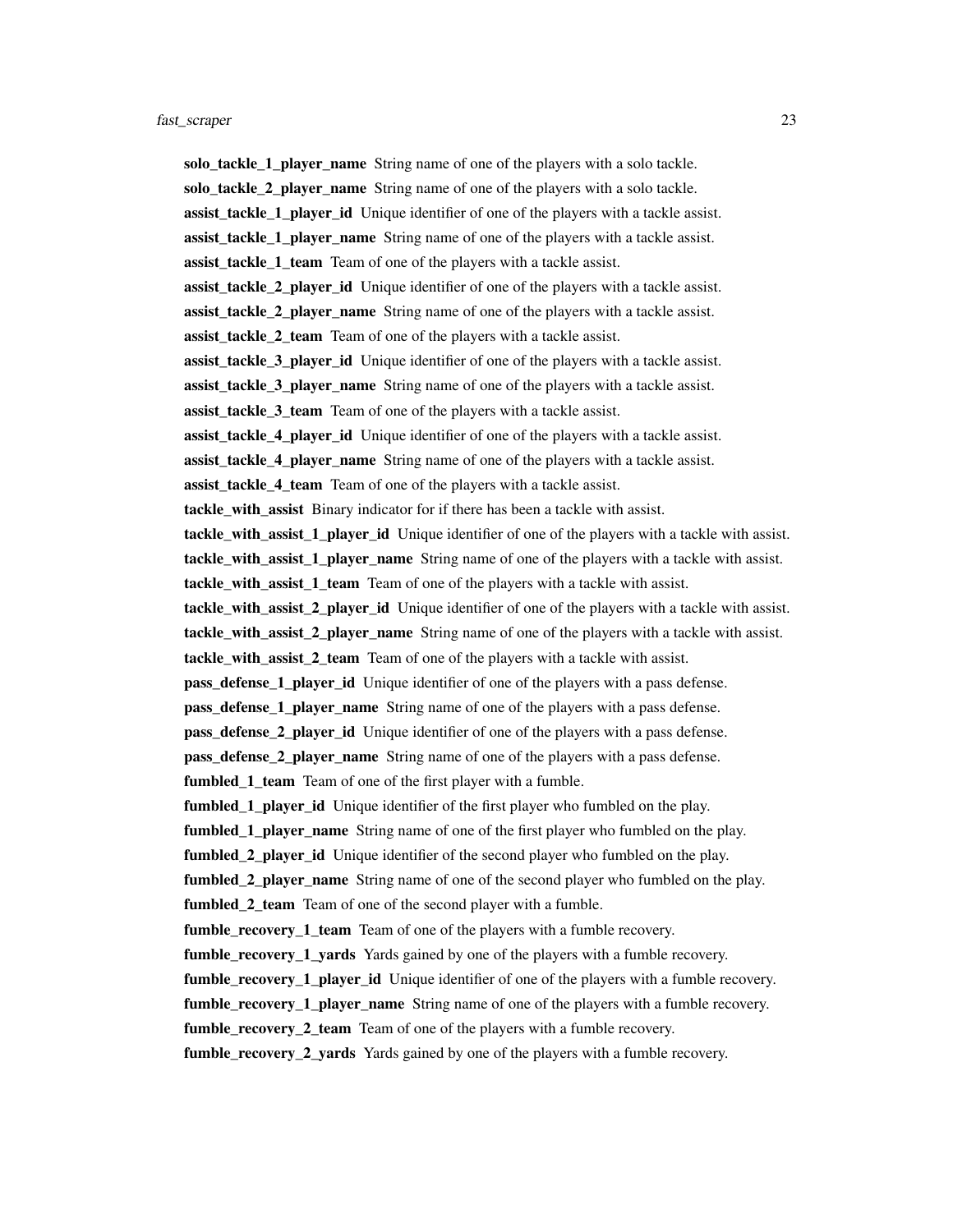**solo_tackle_1_player_name** String name of one of the players with a solo tackle.

**solo_tackle_2_player_name** String name of one of the players with a solo tackle.

**assist_tackle_1_player_id** Unique identifier of one of the players with a tackle assist.

**assist_tackle_1_player_name** String name of one of the players with a tackle assist.

**assist_tackle_1_team** Team of one of the players with a tackle assist.

**assist_tackle_2_player_id** Unique identifier of one of the players with a tackle assist.

**assist_tackle_2_player_name** String name of one of the players with a tackle assist.

**assist_tackle_2_team** Team of one of the players with a tackle assist.

**assist_tackle_3_player_id** Unique identifier of one of the players with a tackle assist.

**assist_tackle_3_player_name** String name of one of the players with a tackle assist.

**assist_tackle_3_team** Team of one of the players with a tackle assist.

**assist_tackle_4_player_id** Unique identifier of one of the players with a tackle assist.

**assist_tackle_4_player_name** String name of one of the players with a tackle assist.

**assist_tackle_4_team** Team of one of the players with a tackle assist.

**tackle_with_assist** Binary indicator for if there has been a tackle with assist.

**tackle_with_assist_1_player_id** Unique identifier of one of the players with a tackle with assist.

**tackle_with_assist_1_player_name** String name of one of the players with a tackle with assist.

**tackle_with_assist_1_team** Team of one of the players with a tackle with assist.

**tackle_with_assist_2_player_id** Unique identifier of one of the players with a tackle with assist.

**tackle_with_assist_2_player_name** String name of one of the players with a tackle with assist.

**tackle_with_assist_2_team** Team of one of the players with a tackle with assist.

**pass_defense_1_player_id** Unique identifier of one of the players with a pass defense.

**pass_defense_1_player_name** String name of one of the players with a pass defense.

**pass_defense_2_player_id** Unique identifier of one of the players with a pass defense.

**pass_defense_2_player_name** String name of one of the players with a pass defense.

**fumbled_1_team** Team of one of the first player with a fumble.

**fumbled_1_player_id** Unique identifier of the first player who fumbled on the play.

**fumbled_1_player_name** String name of one of the first player who fumbled on the play.

**fumbled_2_player_id** Unique identifier of the second player who fumbled on the play.

**fumbled_2_player_name** String name of one of the second player who fumbled on the play.

**fumbled_2_team** Team of one of the second player with a fumble.

**fumble_recovery_1_team** Team of one of the players with a fumble recovery.

**fumble_recovery_1_yards** Yards gained by one of the players with a fumble recovery.

**fumble_recovery_1_player_id** Unique identifier of one of the players with a fumble recovery.

**fumble_recovery_1_player_name** String name of one of the players with a fumble recovery.

**fumble_recovery_2_team** Team of one of the players with a fumble recovery.

**fumble_recovery_2_yards** Yards gained by one of the players with a fumble recovery.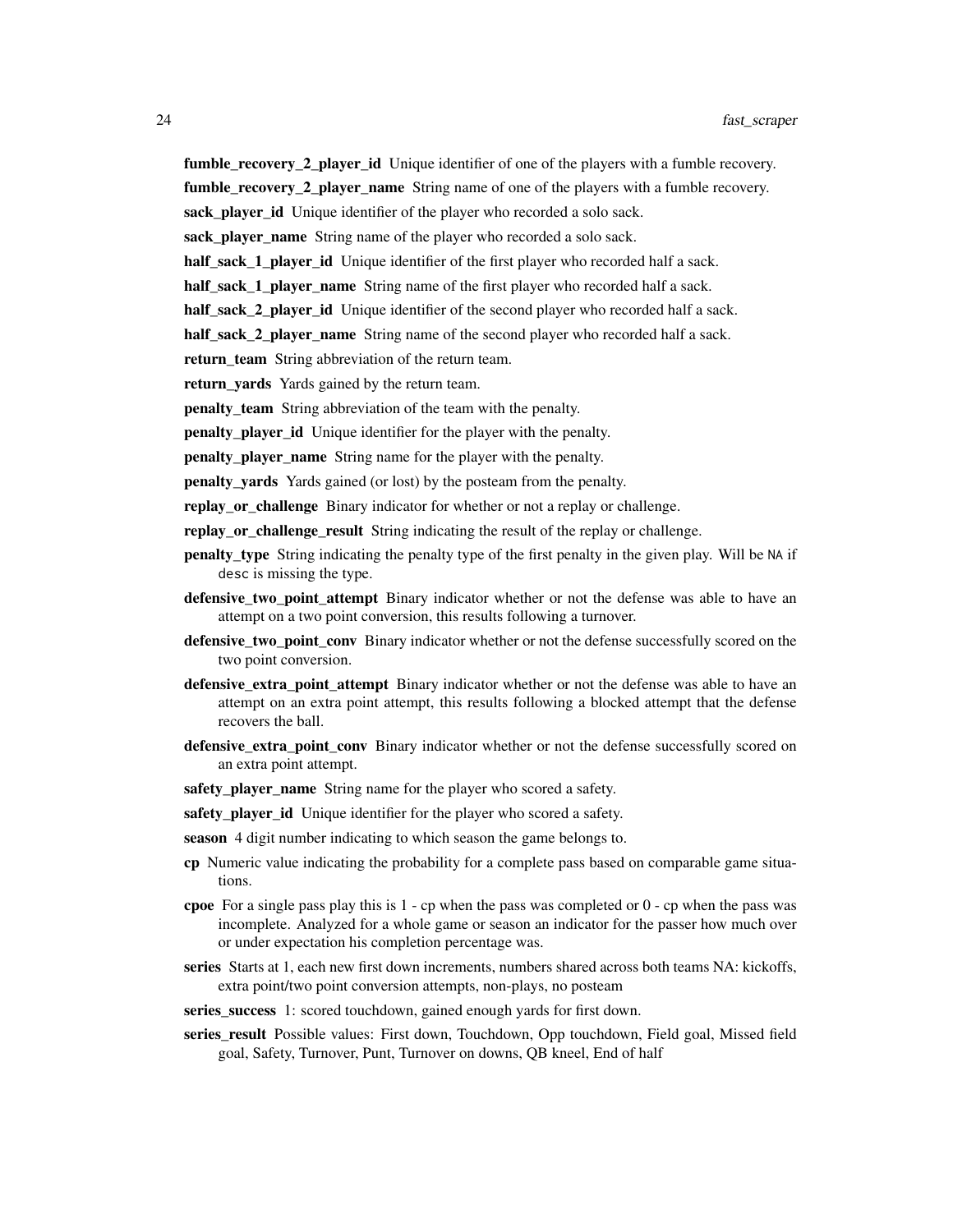**fumble_recovery_2_player_id** Unique identifier of one of the players with a fumble recovery.

**fumble_recovery_2_player_name** String name of one of the players with a fumble recovery.

**sack_player_id** Unique identifier of the player who recorded a solo sack.

**sack_player_name** String name of the player who recorded a solo sack.

**half_sack_1_player_id** Unique identifier of the first player who recorded half a sack.

**half_sack_1_player_name** String name of the first player who recorded half a sack.

**half_sack_2_player_id** Unique identifier of the second player who recorded half a sack.

**half_sack_2_player_name** String name of the second player who recorded half a sack.

**return_team** String abbreviation of the return team.

**return_yards** Yards gained by the return team.

**penalty_team** String abbreviation of the team with the penalty.

**penalty_player_id** Unique identifier for the player with the penalty.

**penalty_player_name** String name for the player with the penalty.

**penalty_yards** Yards gained (or lost) by the posteam from the penalty.

**replay_or_challenge** Binary indicator for whether or not a replay or challenge.

**replay_or_challenge_result** String indicating the result of the replay or challenge.

**penalty_type** String indicating the penalty type of the first penalty in the given play. Will be `NA` if `desc` is missing the type.

**defensive_two_point_attempt** Binary indicator whether or not the defense was able to have an attempt on a two point conversion, this results following a turnover.

**defensive_two_point_conv** Binary indicator whether or not the defense successfully scored on the two point conversion.

**defensive_extra_point_attempt** Binary indicator whether or not the defense was able to have an attempt on an extra point attempt, this results following a blocked attempt that the defense recovers the ball.

**defensive_extra_point_conv** Binary indicator whether or not the defense successfully scored on an extra point attempt.

**safety_player_name** String name for the player who scored a safety.

**safety_player_id** Unique identifier for the player who scored a safety.

**season** 4 digit number indicating to which season the game belongs to.

**cp** Numeric value indicating the probability for a complete pass based on comparable game situations.

**cpoe** For a single pass play this is 1 - cp when the pass was completed or 0 - cp when the pass was incomplete. Analyzed for a whole game or season an indicator for the passer how much over or under expectation his completion percentage was.

**series** Starts at 1, each new first down increments, numbers shared across both teams NA: kickoffs, extra point/two point conversion attempts, non-plays, no posteam

**series_success** 1: scored touchdown, gained enough yards for first down.

**series_result** Possible values: First down, Touchdown, Opp touchdown, Field goal, Missed field goal, Safety, Turnover, Punt, Turnover on downs, QB kneel, End of half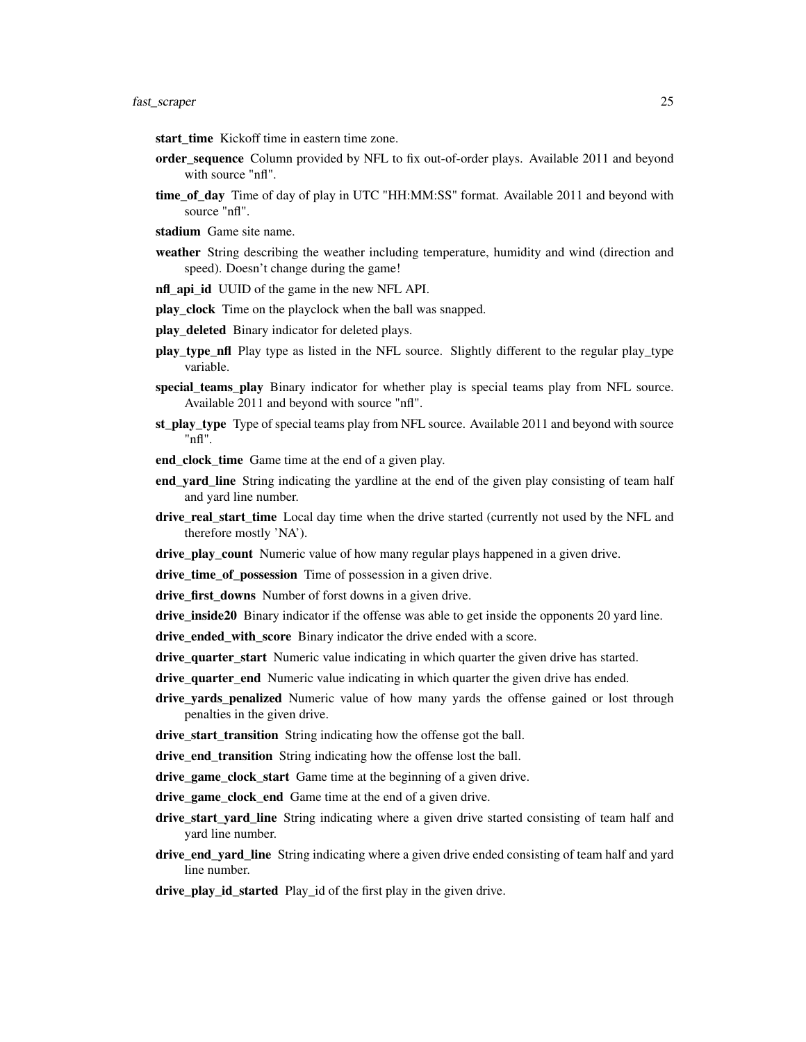**start_time** Kickoff time in eastern time zone.

**order_sequence** Column provided by NFL to fix out-of-order plays. Available 2011 and beyond with source "nfl".

**time_of_day** Time of day of play in UTC "HH:MM:SS" format. Available 2011 and beyond with source "nfl".

**stadium** Game site name.

**weather** String describing the weather including temperature, humidity and wind (direction and speed). Doesn't change during the game!

**nfl_api_id** UUID of the game in the new NFL API.

**play_clock** Time on the playclock when the ball was snapped.

**play_deleted** Binary indicator for deleted plays.

**play_type_nfl** Play type as listed in the NFL source. Slightly different to the regular play_type variable.

**special_teams_play** Binary indicator for whether play is special teams play from NFL source. Available 2011 and beyond with source "nfl".

**st_play_type** Type of special teams play from NFL source. Available 2011 and beyond with source "nfl".

**end_clock_time** Game time at the end of a given play.

**end_yard_line** String indicating the yardline at the end of the given play consisting of team half and yard line number.

**drive_real_start_time** Local day time when the drive started (currently not used by the NFL and therefore mostly 'NA').

**drive_play_count** Numeric value of how many regular plays happened in a given drive.

**drive_time_of_possession** Time of possession in a given drive.

**drive_first_downs** Number of forst downs in a given drive.

**drive_inside20** Binary indicator if the offense was able to get inside the opponents 20 yard line.

**drive_ended_with_score** Binary indicator the drive ended with a score.

**drive_quarter_start** Numeric value indicating in which quarter the given drive has started.

**drive_quarter_end** Numeric value indicating in which quarter the given drive has ended.

**drive_yards_penalized** Numeric value of how many yards the offense gained or lost through penalties in the given drive.

**drive_start_transition** String indicating how the offense got the ball.

**drive_end_transition** String indicating how the offense lost the ball.

**drive_game_clock_start** Game time at the beginning of a given drive.

**drive_game_clock_end** Game time at the end of a given drive.

**drive_start_yard_line** String indicating where a given drive started consisting of team half and yard line number.

**drive_end_yard_line** String indicating where a given drive ended consisting of team half and yard line number.

**drive_play_id_started** Play_id of the first play in the given drive.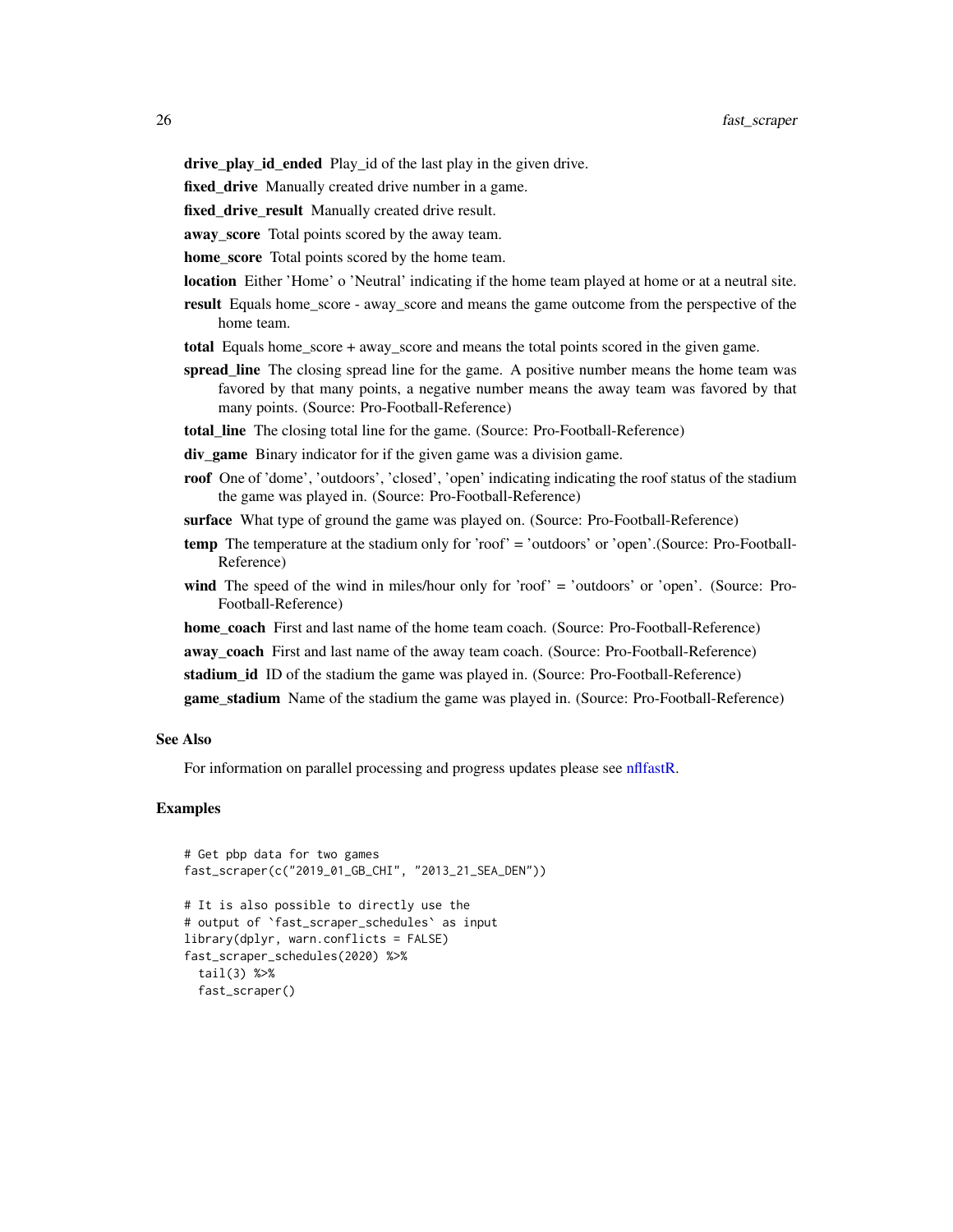**drive_play_id_ended** Play_id of the last play in the given drive.

**fixed_drive** Manually created drive number in a game.

**fixed_drive_result** Manually created drive result.

**away_score** Total points scored by the away team.

**home_score** Total points scored by the home team.

**location** Either 'Home' o 'Neutral' indicating if the home team played at home or at a neutral site.

**result** Equals home_score - away_score and means the game outcome from the perspective of the home team.

**total** Equals home_score + away_score and means the total points scored in the given game.

**spread_line** The closing spread line for the game. A positive number means the home team was favored by that many points, a negative number means the away team was favored by that many points. (Source: Pro-Football-Reference)

**total_line** The closing total line for the game. (Source: Pro-Football-Reference)

**div_game** Binary indicator for if the given game was a division game.

**roof** One of 'dome', 'outdoors', 'closed', 'open' indicating indicating the roof status of the stadium the game was played in. (Source: Pro-Football-Reference)

**surface** What type of ground the game was played on. (Source: Pro-Football-Reference)

**temp** The temperature at the stadium only for 'roof' = 'outdoors' or 'open'.(Source: Pro-Football-Reference)

**wind** The speed of the wind in miles/hour only for 'roof' = 'outdoors' or 'open'. (Source: Pro-Football-Reference)

**home_coach** First and last name of the home team coach. (Source: Pro-Football-Reference)

**away_coach** First and last name of the away team coach. (Source: Pro-Football-Reference)

**stadium_id** ID of the stadium the game was played in. (Source: Pro-Football-Reference)

**game_stadium** Name of the stadium the game was played in. (Source: Pro-Football-Reference)

### See Also

For information on parallel processing and progress updates please see nflfastR.

### Examples

```
# Get pbp data for two games
fast_scraper(c("2019_01_GB_CHI", "2013_21_SEA_DEN"))

# It is also possible to directly use the
# output of `fast_scraper_schedules` as input
library(dplyr, warn.conflicts = FALSE)
fast_scraper_schedules(2020) %>%
  tail(3) %>%
  fast_scraper()
```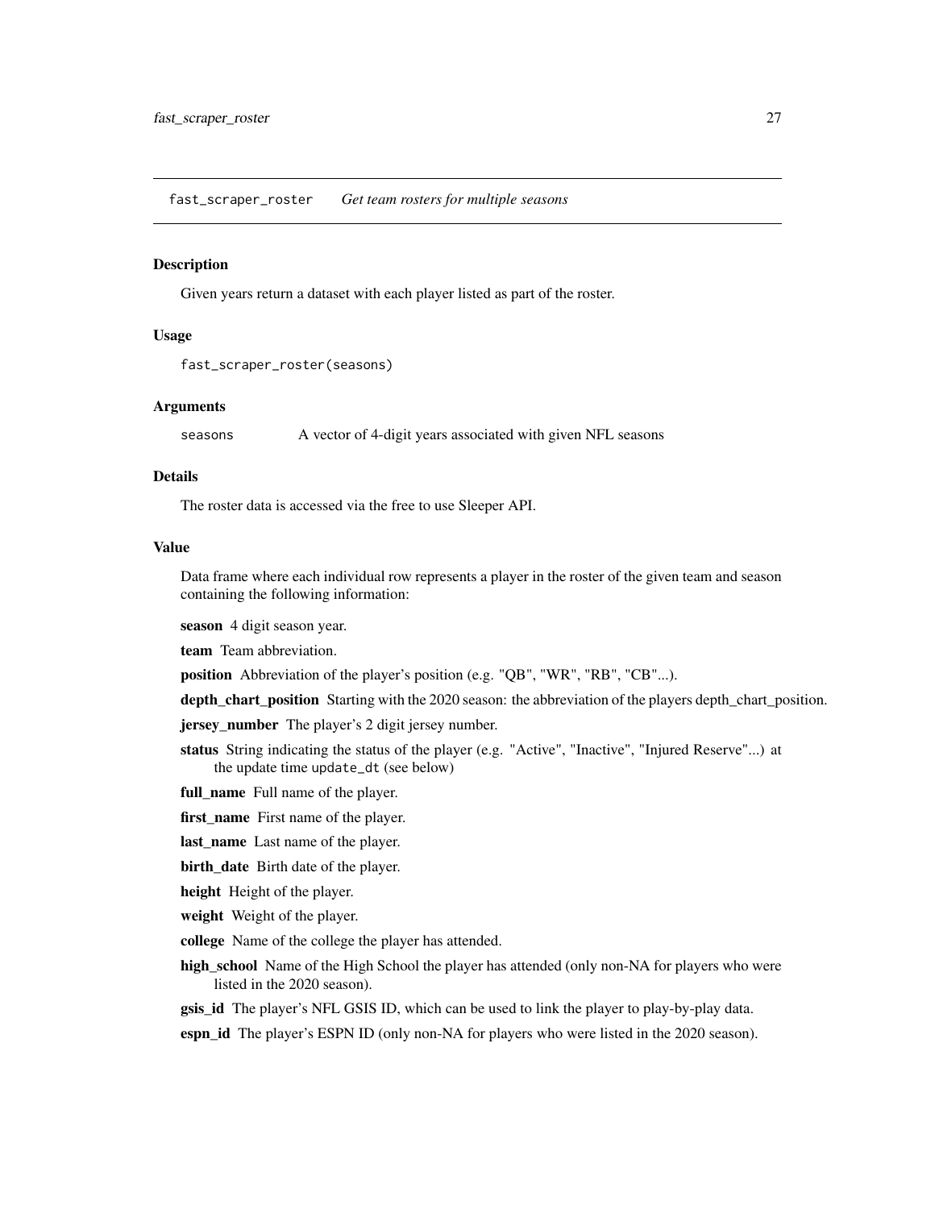`fast_scraper_roster` *Get team rosters for multiple seasons*

### Description

Given years return a dataset with each player listed as part of the roster.

### Usage

```
fast_scraper_roster(seasons)
```

### Arguments

`seasons` A vector of 4-digit years associated with given NFL seasons

### Details

The roster data is accessed via the free to use Sleeper API.

### Value

Data frame where each individual row represents a player in the roster of the given team and season containing the following information:

**season** 4 digit season year.

**team** Team abbreviation.

**position** Abbreviation of the player's position (e.g. "QB", "WR", "RB", "CB"...).

**depth_chart_position** Starting with the 2020 season: the abbreviation of the players depth_chart_position.

**jersey_number** The player's 2 digit jersey number.

**status** String indicating the status of the player (e.g. "Active", "Inactive", "Injured Reserve"...) at the update time `update_dt` (see below)

**full_name** Full name of the player.

**first_name** First name of the player.

**last_name** Last name of the player.

**birth_date** Birth date of the player.

**height** Height of the player.

**weight** Weight of the player.

**college** Name of the college the player has attended.

**high_school** Name of the High School the player has attended (only non-NA for players who were listed in the 2020 season).

**gsis_id** The player's NFL GSIS ID, which can be used to link the player to play-by-play data.

**espn_id** The player's ESPN ID (only non-NA for players who were listed in the 2020 season).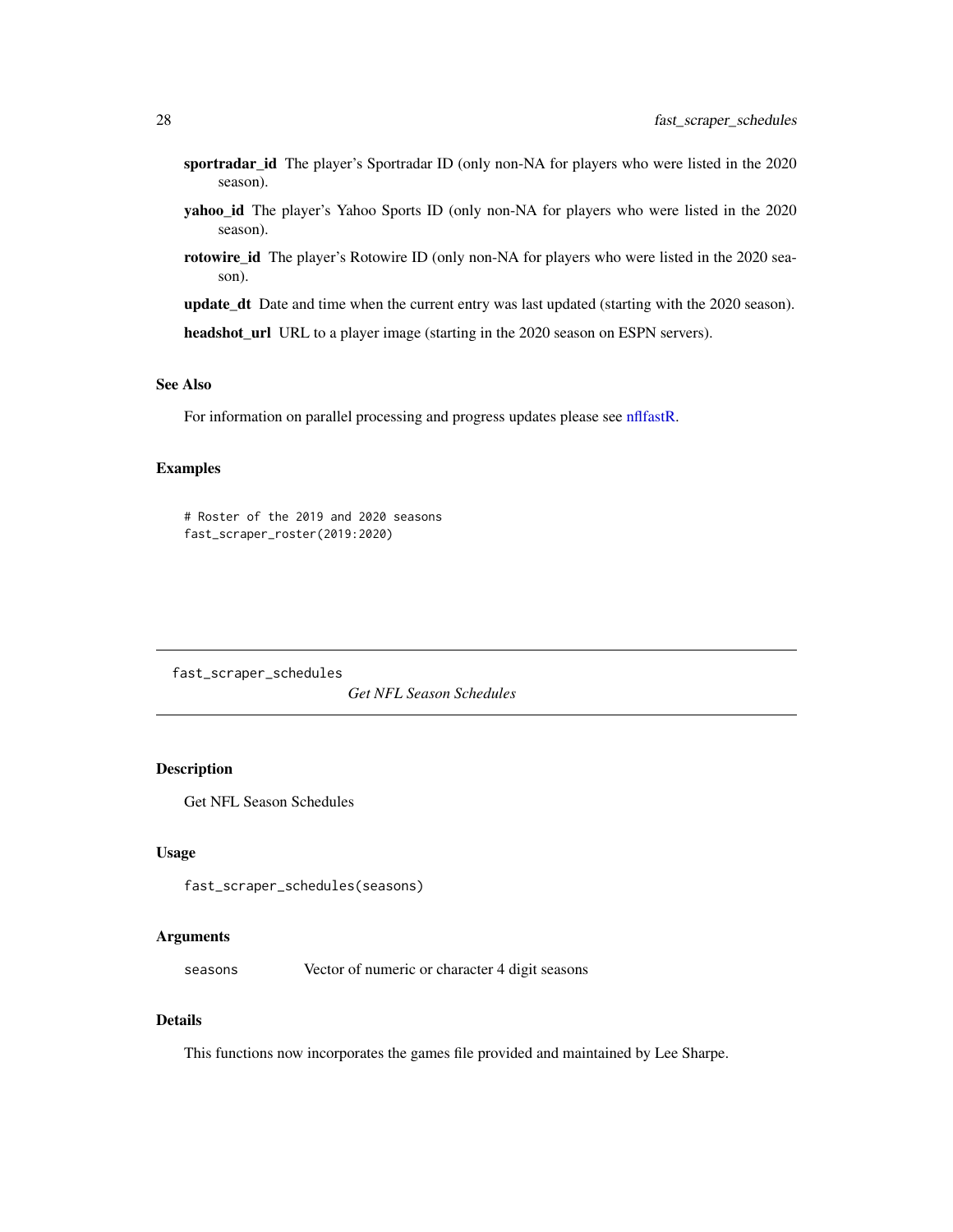**sportradar_id** The player's Sportradar ID (only non-NA for players who were listed in the 2020 season).

**yahoo_id** The player's Yahoo Sports ID (only non-NA for players who were listed in the 2020 season).

**rotowire_id** The player's Rotowire ID (only non-NA for players who were listed in the 2020 season).

**update_dt** Date and time when the current entry was last updated (starting with the 2020 season).

**headshot_url** URL to a player image (starting in the 2020 season on ESPN servers).

### See Also

For information on parallel processing and progress updates please see nflfastR.

### Examples

```
# Roster of the 2019 and 2020 seasons
fast_scraper_roster(2019:2020)
```

---

## fast_scraper_schedules    *Get NFL Season Schedules*

---

### Description

Get NFL Season Schedules

### Usage

```
fast_scraper_schedules(seasons)
```

### Arguments

| | |
|---|---|
| seasons | Vector of numeric or character 4 digit seasons |

### Details

This functions now incorporates the games file provided and maintained by Lee Sharpe.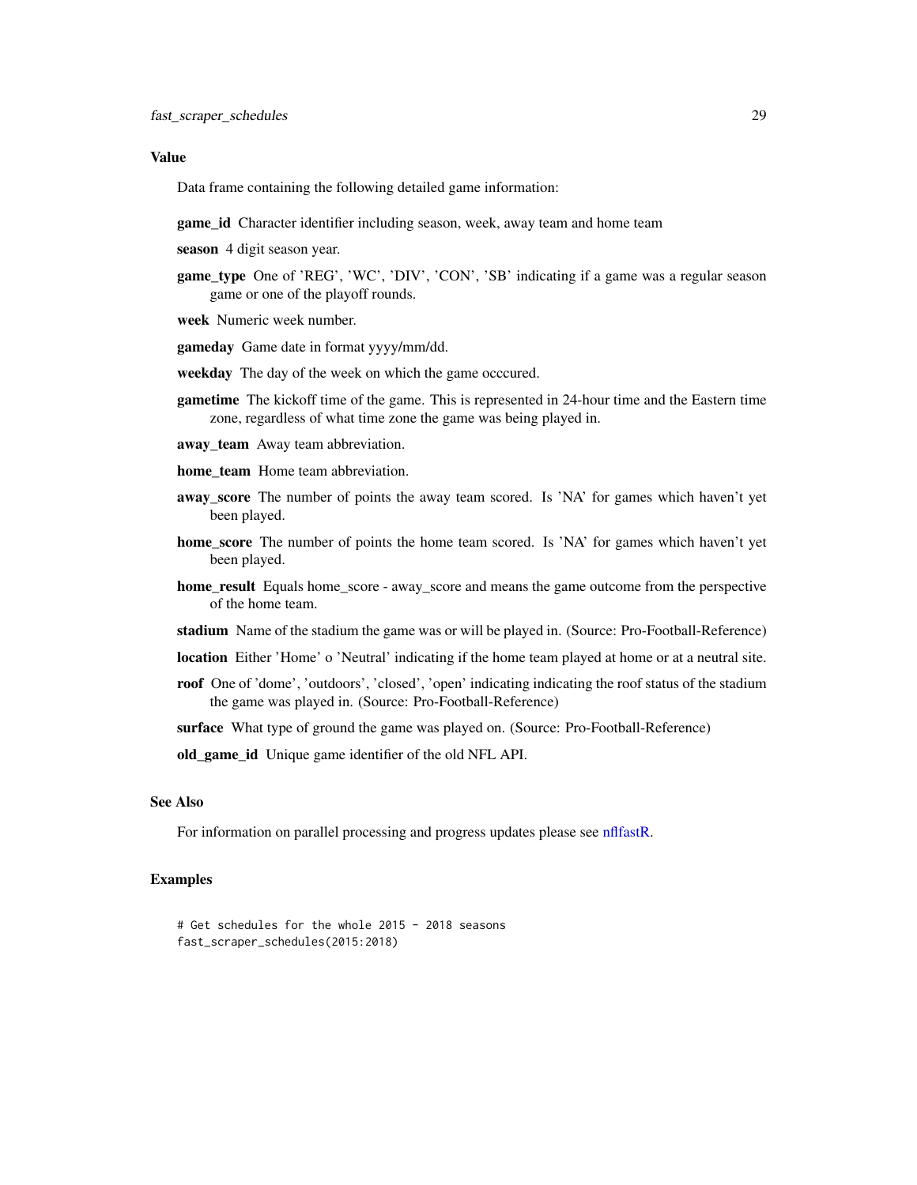## Value

Data frame containing the following detailed game information:

**game_id** Character identifier including season, week, away team and home team

**season** 4 digit season year.

**game_type** One of 'REG', 'WC', 'DIV', 'CON', 'SB' indicating if a game was a regular season game or one of the playoff rounds.

**week** Numeric week number.

**gameday** Game date in format yyyy/mm/dd.

**weekday** The day of the week on which the game occcured.

**gametime** The kickoff time of the game. This is represented in 24-hour time and the Eastern time zone, regardless of what time zone the game was being played in.

**away_team** Away team abbreviation.

**home_team** Home team abbreviation.

**away_score** The number of points the away team scored. Is 'NA' for games which haven't yet been played.

**home_score** The number of points the home team scored. Is 'NA' for games which haven't yet been played.

**home_result** Equals home_score - away_score and means the game outcome from the perspective of the home team.

**stadium** Name of the stadium the game was or will be played in. (Source: Pro-Football-Reference)

**location** Either 'Home' o 'Neutral' indicating if the home team played at home or at a neutral site.

**roof** One of 'dome', 'outdoors', 'closed', 'open' indicating indicating the roof status of the stadium the game was played in. (Source: Pro-Football-Reference)

**surface** What type of ground the game was played on. (Source: Pro-Football-Reference)

**old_game_id** Unique game identifier of the old NFL API.

## See Also

For information on parallel processing and progress updates please see nflfastR.

## Examples

```
# Get schedules for the whole 2015 - 2018 seasons
fast_scraper_schedules(2015:2018)
```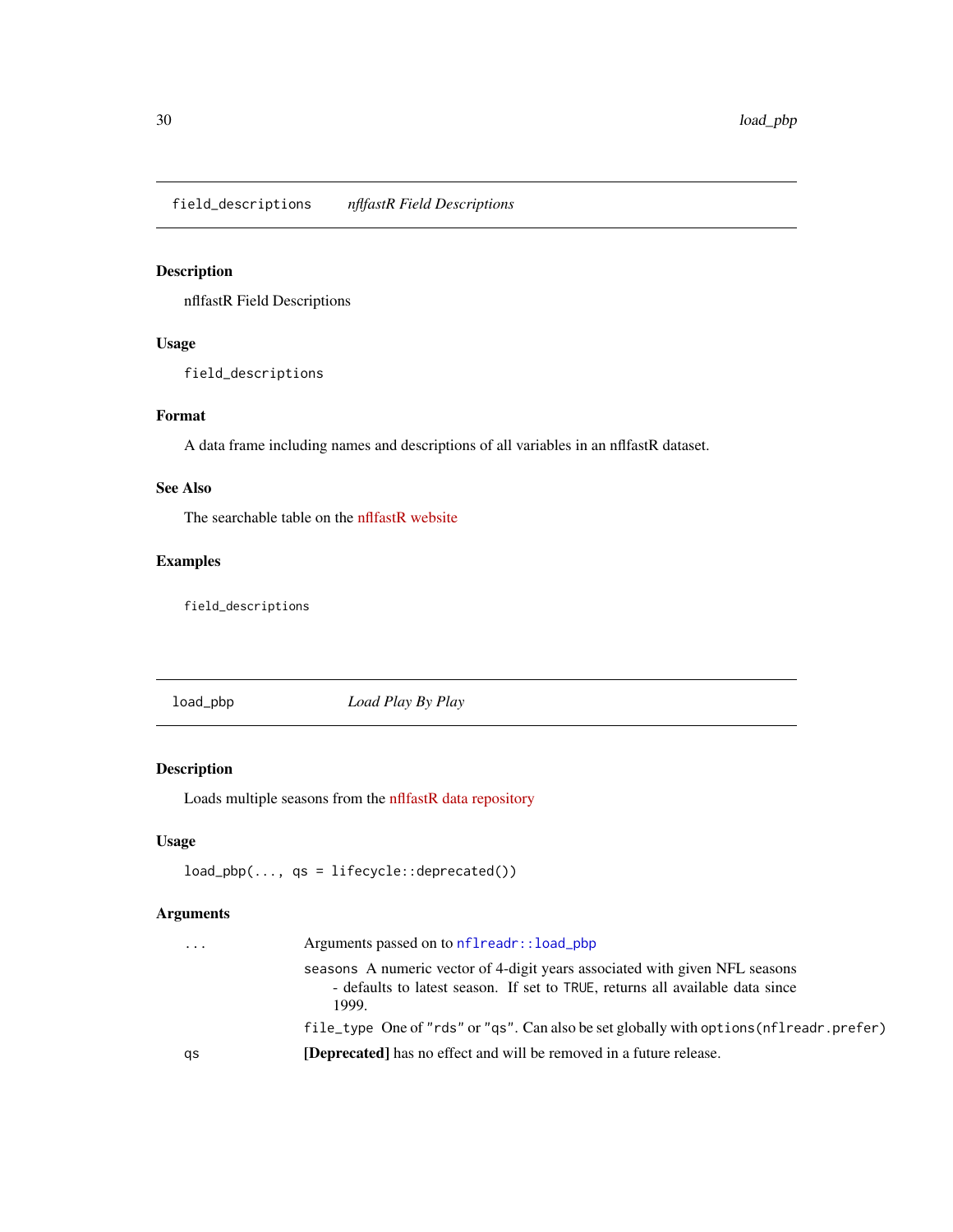## field_descriptions *nflfastR Field Descriptions*

### Description

nflfastR Field Descriptions

### Usage

```
field_descriptions
```

### Format

A data frame including names and descriptions of all variables in an nflfastR dataset.

### See Also

The searchable table on the nflfastR website

### Examples

```
field_descriptions
```

## load_pbp *Load Play By Play*

### Description

Loads multiple seasons from the nflfastR data repository

### Usage

```
load_pbp(..., qs = lifecycle::deprecated())
```

### Arguments

| | |
|---|---|
| `...` | Arguments passed on to `nflreadr::load_pbp`<br>`seasons` A numeric vector of 4-digit years associated with given NFL seasons - defaults to latest season. If set to `TRUE`, returns all available data since 1999.<br>`file_type` One of `"rds"` or `"qs"`. Can also be set globally with `options(nflreadr.prefer)` |
| `qs` | **[Deprecated]** has no effect and will be removed in a future release. |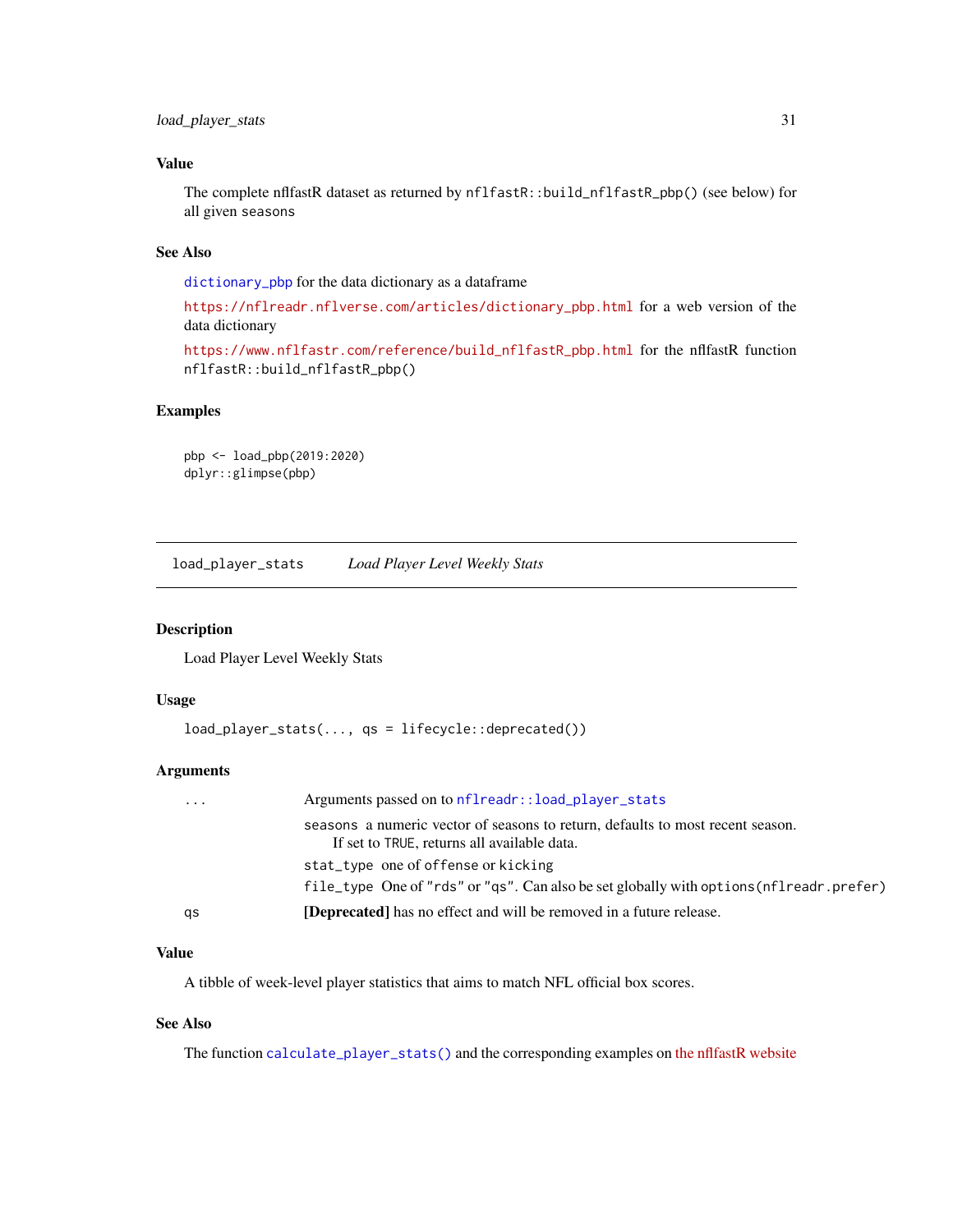### Value

The complete nflfastR dataset as returned by `nflfastR::build_nflfastR_pbp()` (see below) for all given `seasons`

### See Also

`dictionary_pbp` for the data dictionary as a dataframe

`https://nflreadr.nflverse.com/articles/dictionary_pbp.html` for a web version of the data dictionary

`https://www.nflfastr.com/reference/build_nflfastR_pbp.html` for the nflfastR function `nflfastR::build_nflfastR_pbp()`

### Examples

```
pbp <- load_pbp(2019:2020)
dplyr::glimpse(pbp)
```

---

## load_player_stats *Load Player Level Weekly Stats*

### Description

Load Player Level Weekly Stats

### Usage

```
load_player_stats(..., qs = lifecycle::deprecated())
```

### Arguments

| | |
|---|---|
| ... | Arguments passed on to `nflreadr::load_player_stats` |
| | `seasons` a numeric vector of seasons to return, defaults to most recent season. If set to `TRUE`, returns all available data. |
| | `stat_type` one of `offense` or `kicking` |
| | `file_type` One of `"rds"` or `"qs"`. Can also be set globally with `options(nflreadr.prefer)` |
| qs | **[Deprecated]** has no effect and will be removed in a future release. |

### Value

A tibble of week-level player statistics that aims to match NFL official box scores.

### See Also

The function `calculate_player_stats()` and the corresponding examples on the nflfastR website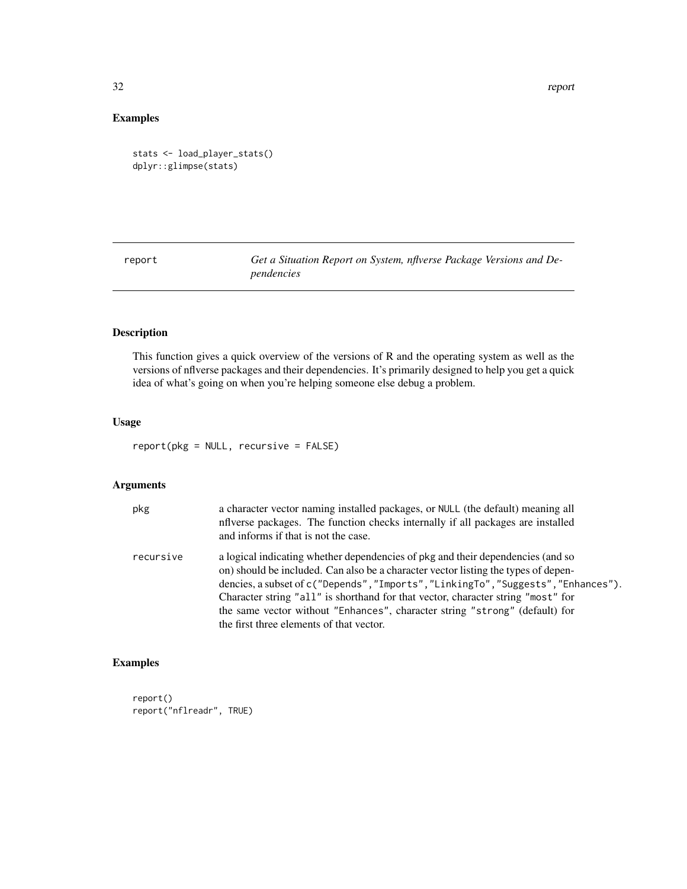## Examples

```
stats <- load_player_stats()
dplyr::glimpse(stats)
```

## report — *Get a Situation Report on System, nflverse Package Versions and Dependencies*

### Description

This function gives a quick overview of the versions of R and the operating system as well as the versions of nflverse packages and their dependencies. It's primarily designed to help you get a quick idea of what's going on when you're helping someone else debug a problem.

### Usage

```
report(pkg = NULL, recursive = FALSE)
```

### Arguments

| | |
|---|---|
| pkg | a character vector naming installed packages, or `NULL` (the default) meaning all nflverse packages. The function checks internally if all packages are installed and informs if that is not the case. |
| recursive | a logical indicating whether dependencies of `pkg` and their dependencies (and so on) should be included. Can also be a character vector listing the types of dependencies, a subset of `c("Depends","Imports","LinkingTo","Suggests","Enhances")`. Character string `"all"` is shorthand for that vector, character string `"most"` for the same vector without `"Enhances"`, character string `"strong"` (default) for the first three elements of that vector. |

### Examples

```
report()
report("nflreadr", TRUE)
```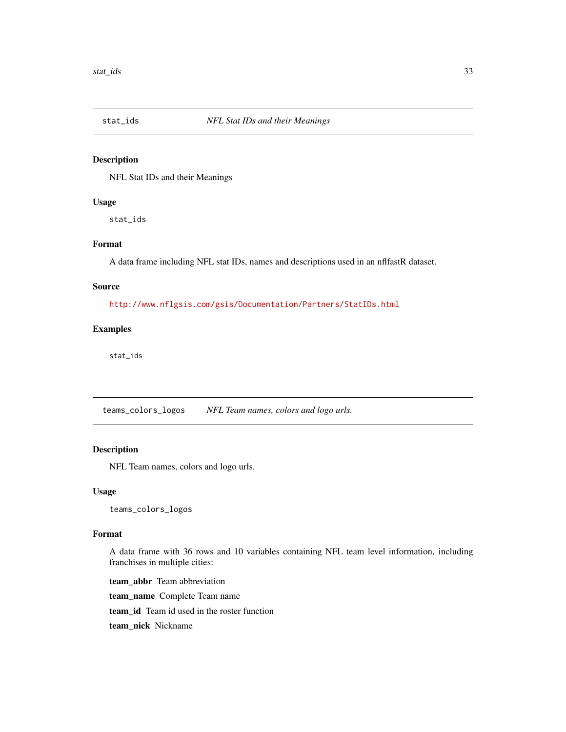## stat_ids — *NFL Stat IDs and their Meanings*

### Description

NFL Stat IDs and their Meanings

### Usage

```
stat_ids
```

### Format

A data frame including NFL stat IDs, names and descriptions used in an nflfastR dataset.

### Source

http://www.nflgsis.com/gsis/Documentation/Partners/StatIDs.html

### Examples

```
stat_ids
```

## teams_colors_logos — *NFL Team names, colors and logo urls.*

### Description

NFL Team names, colors and logo urls.

### Usage

```
teams_colors_logos
```

### Format

A data frame with 36 rows and 10 variables containing NFL team level information, including franchises in multiple cities:

**team_abbr** Team abbreviation

**team_name** Complete Team name

**team_id** Team id used in the roster function

**team_nick** Nickname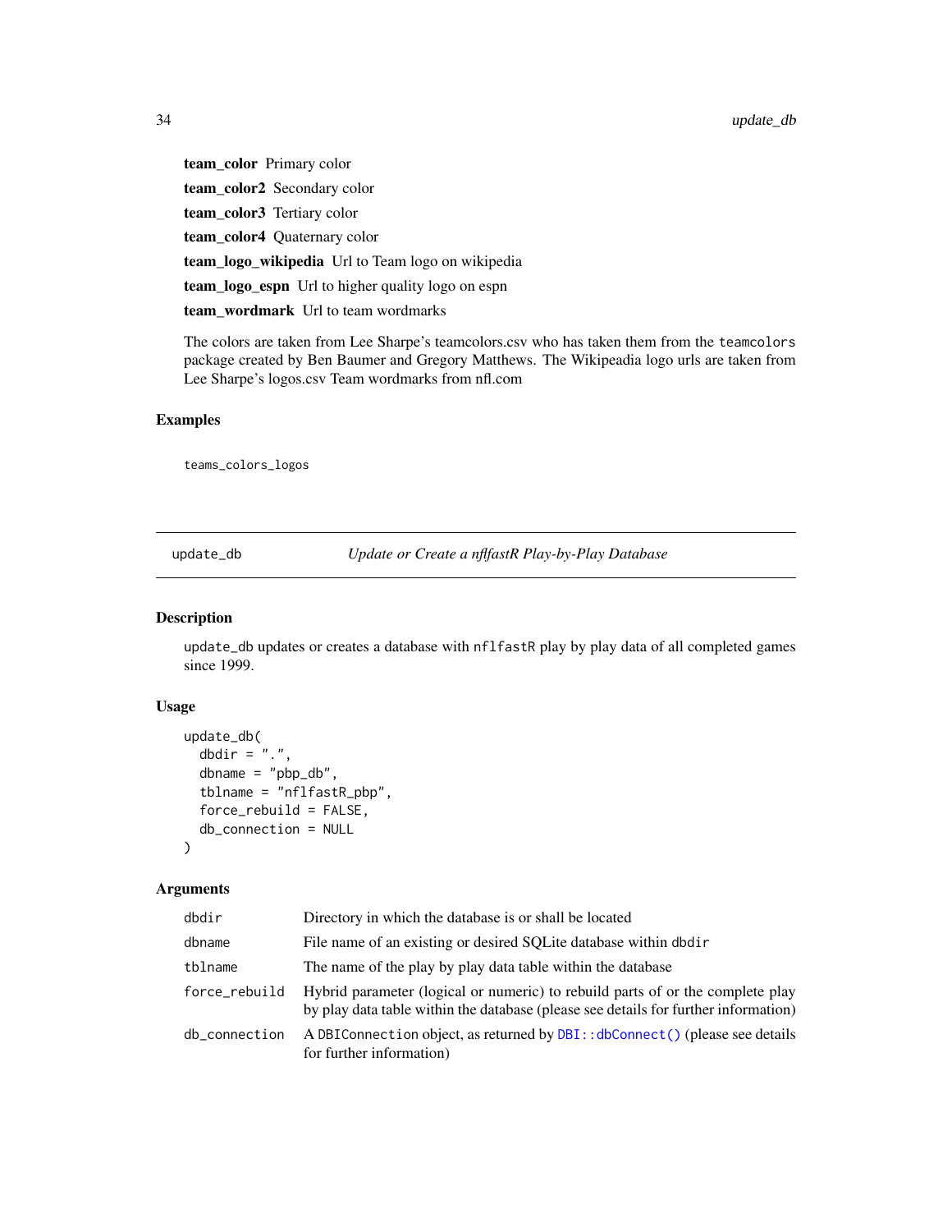**team_color** Primary color

**team_color2** Secondary color

**team_color3** Tertiary color

**team_color4** Quaternary color

**team_logo_wikipedia** Url to Team logo on wikipedia

**team_logo_espn** Url to higher quality logo on espn

**team_wordmark** Url to team wordmarks

The colors are taken from Lee Sharpe's teamcolors.csv who has taken them from the `teamcolors` package created by Ben Baumer and Gregory Matthews. The Wikipeadia logo urls are taken from Lee Sharpe's logos.csv Team wordmarks from nfl.com

### Examples

```
teams_colors_logos
```

---

## update_db — *Update or Create a nflfastR Play-by-Play Database*

### Description

`update_db` updates or creates a database with `nflfastR` play by play data of all completed games since 1999.

### Usage

```
update_db(
  dbdir = ".",
  dbname = "pbp_db",
  tblname = "nflfastR_pbp",
  force_rebuild = FALSE,
  db_connection = NULL
)
```

### Arguments

| Argument | Description |
|---|---|
| `dbdir` | Directory in which the database is or shall be located |
| `dbname` | File name of an existing or desired SQLite database within `dbdir` |
| `tblname` | The name of the play by play data table within the database |
| `force_rebuild` | Hybrid parameter (logical or numeric) to rebuild parts of or the complete play by play data table within the database (please see details for further information) |
| `db_connection` | A `DBIConnection` object, as returned by `DBI::dbConnect()` (please see details for further information) |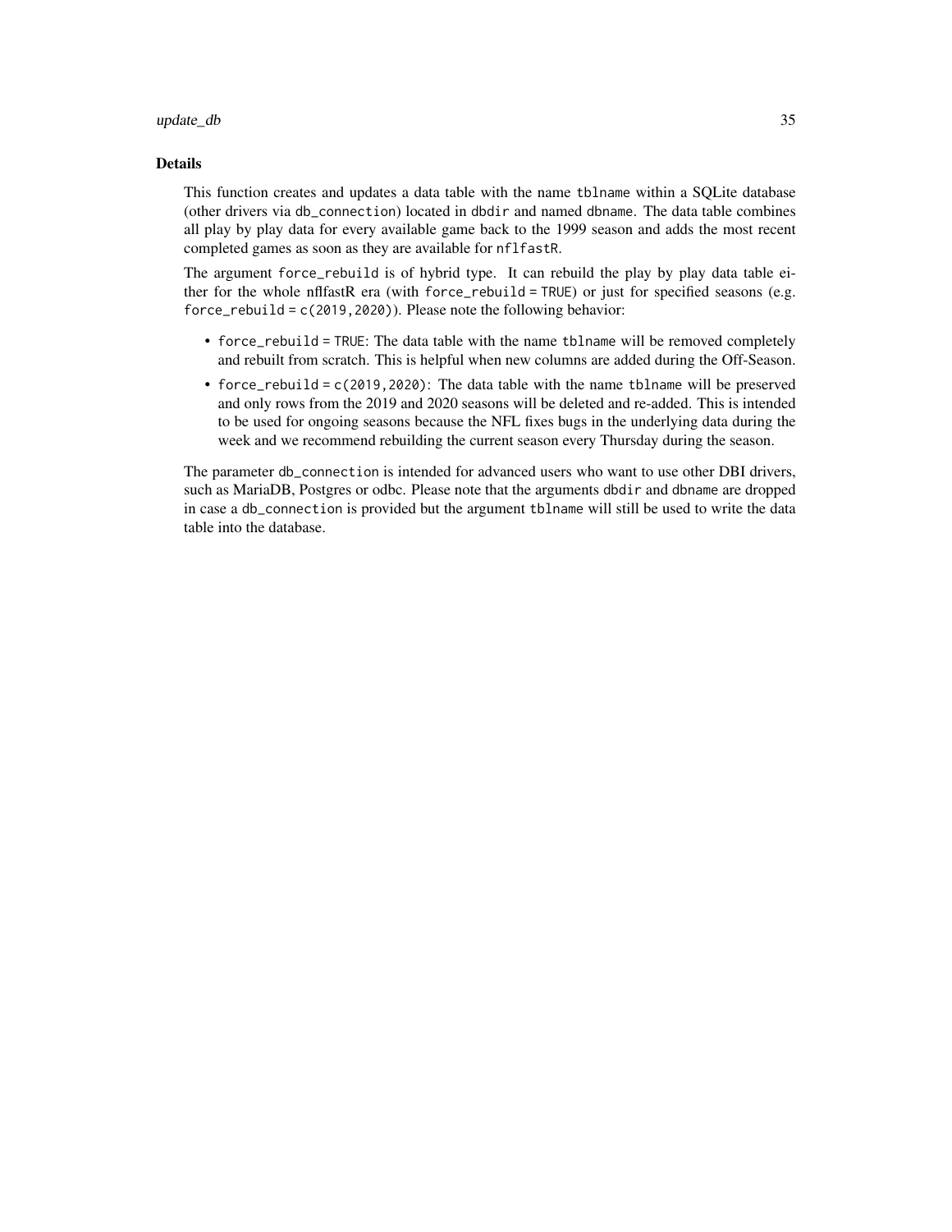## Details

This function creates and updates a data table with the name `tblname` within a SQLite database (other drivers via `db_connection`) located in `dbdir` and named `dbname`. The data table combines all play by play data for every available game back to the 1999 season and adds the most recent completed games as soon as they are available for `nflfastR`.

The argument `force_rebuild` is of hybrid type. It can rebuild the play by play data table either for the whole nflfastR era (with `force_rebuild = TRUE`) or just for specified seasons (e.g. `force_rebuild = c(2019,2020)`). Please note the following behavior:

- `force_rebuild = TRUE`: The data table with the name `tblname` will be removed completely and rebuilt from scratch. This is helpful when new columns are added during the Off-Season.
- `force_rebuild = c(2019,2020)`: The data table with the name `tblname` will be preserved and only rows from the 2019 and 2020 seasons will be deleted and re-added. This is intended to be used for ongoing seasons because the NFL fixes bugs in the underlying data during the week and we recommend rebuilding the current season every Thursday during the season.

The parameter `db_connection` is intended for advanced users who want to use other DBI drivers, such as MariaDB, Postgres or odbc. Please note that the arguments `dbdir` and `dbname` are dropped in case a `db_connection` is provided but the argument `tblname` will still be used to write the data table into the database.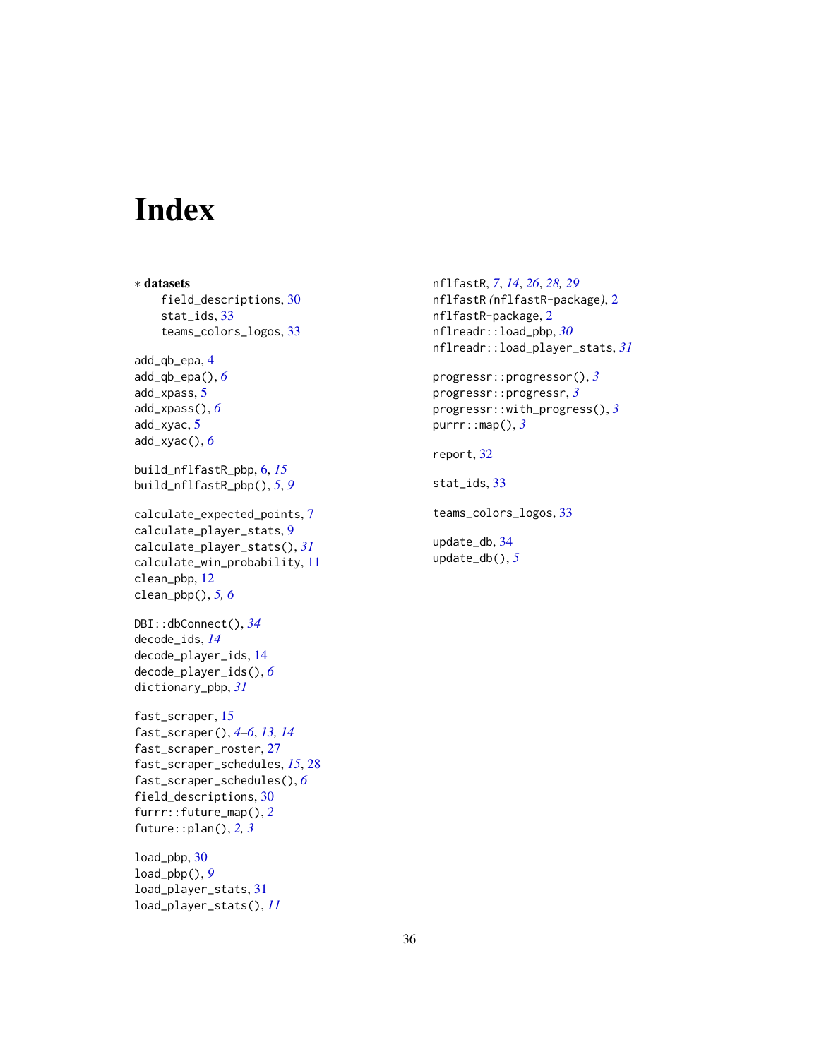# Index

∗ **datasets**
    field_descriptions, 30
    stat_ids, 33
    teams_colors_logos, 33

add_qb_epa, 4
add_qb_epa(), *6*
add_xpass, 5
add_xpass(), *6*
add_xyac, 5
add_xyac(), *6*

build_nflfastR_pbp, 6, *15*
build_nflfastR_pbp(), *5*, *9*

calculate_expected_points, 7
calculate_player_stats, 9
calculate_player_stats(), *31*
calculate_win_probability, 11
clean_pbp, 12
clean_pbp(), *5, 6*

DBI::dbConnect(), *34*
decode_ids, *14*
decode_player_ids, 14
decode_player_ids(), *6*
dictionary_pbp, *31*

fast_scraper, 15
fast_scraper(), *4–6*, *13, 14*
fast_scraper_roster, 27
fast_scraper_schedules, *15*, 28
fast_scraper_schedules(), *6*
field_descriptions, 30
furrr::future_map(), *2*
future::plan(), *2, 3*

load_pbp, 30
load_pbp(), *9*
load_player_stats, 31
load_player_stats(), *11*

nflfastR, *7*, *14*, *26*, *28, 29*
nflfastR *(*nflfastR-package*)*, 2
nflfastR-package, 2
nflreadr::load_pbp, *30*
nflreadr::load_player_stats, *31*

progressr::progressor(), *3*
progressr::progressr, *3*
progressr::with_progress(), *3*
purrr::map(), *3*

report, 32

stat_ids, 33

teams_colors_logos, 33

update_db, 34
update_db(), *5*